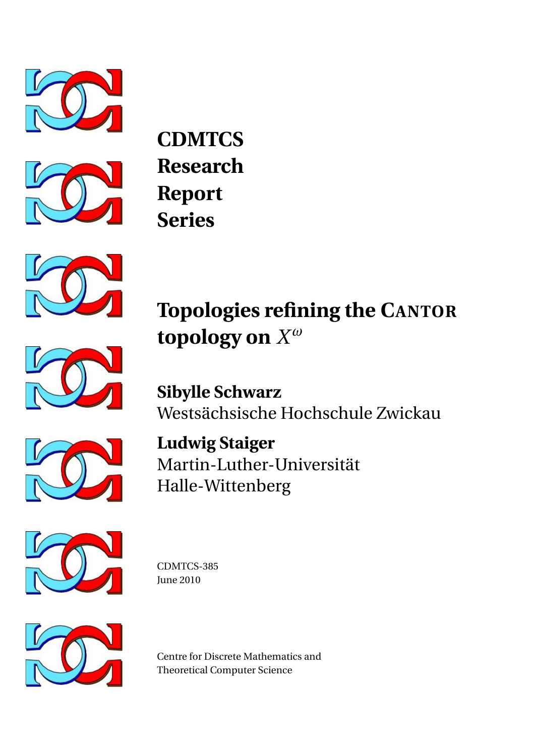**CDMTCS**
**Research**
**Report**
**Series**

# Topologies refining the Cantor topology on $X^\omega$

**Sibylle Schwarz**
Westsächsische Hochschule Zwickau

**Ludwig Staiger**
Martin-Luther-Universität
Halle-Wittenberg

CDMTCS-385
June 2010

Centre for Discrete Mathematics and
Theoretical Computer Science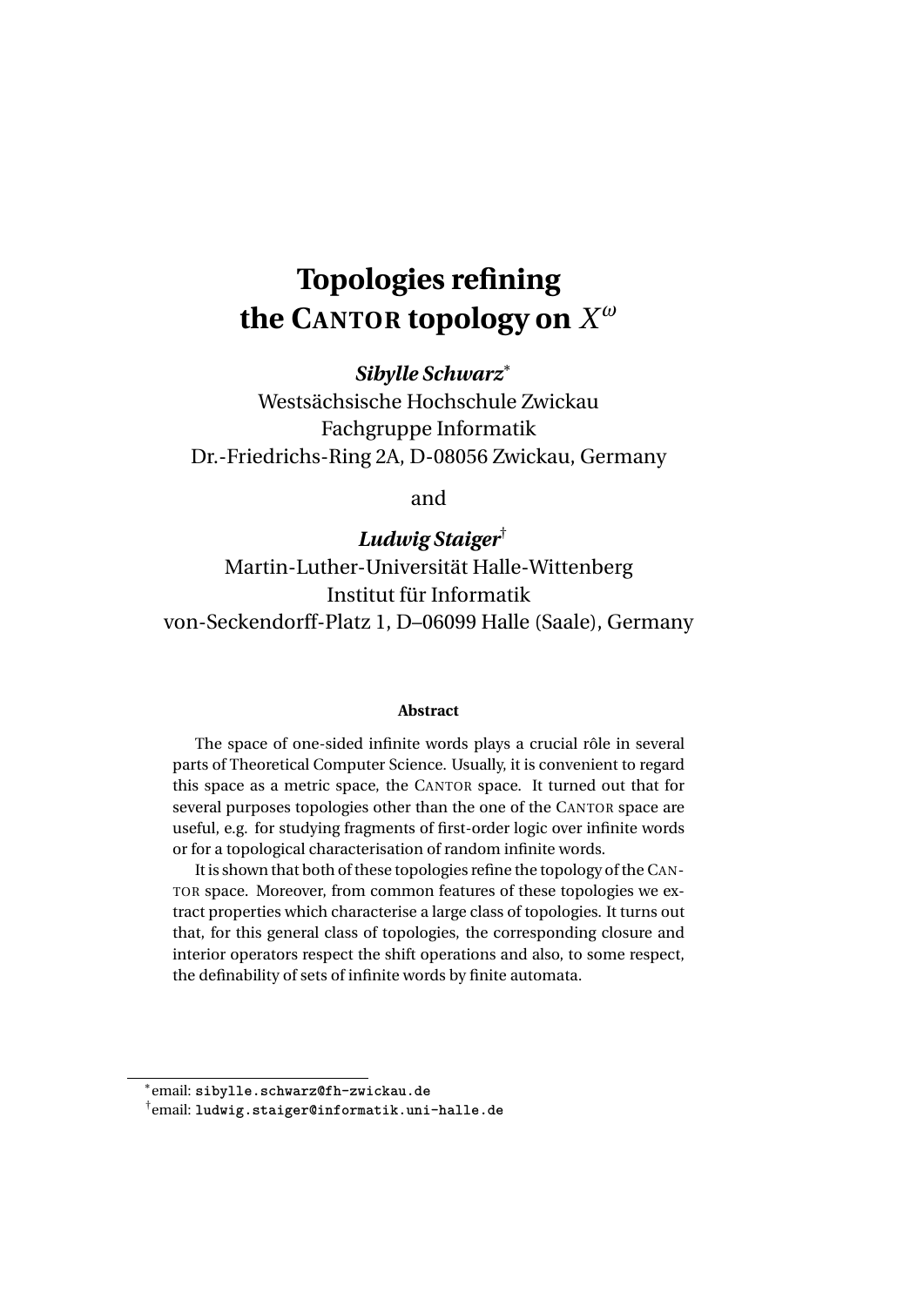# Topologies refining the CANTOR topology on $X^\omega$

***Sibylle Schwarz****

Westsächsische Hochschule Zwickau
Fachgruppe Informatik
Dr.-Friedrichs-Ring 2A, D-08056 Zwickau, Germany

and

***Ludwig Staiger***†

Martin-Luther-Universität Halle-Wittenberg
Institut für Informatik
von-Seckendorff-Platz 1, D–06099 Halle (Saale), Germany

**Abstract**

The space of one-sided infinite words plays a crucial rôle in several parts of Theoretical Computer Science. Usually, it is convenient to regard this space as a metric space, the CANTOR space. It turned out that for several purposes topologies other than the one of the CANTOR space are useful, e.g. for studying fragments of first-order logic over infinite words or for a topological characterisation of random infinite words.

It is shown that both of these topologies refine the topology of the CANTOR space. Moreover, from common features of these topologies we extract properties which characterise a large class of topologies. It turns out that, for this general class of topologies, the corresponding closure and interior operators respect the shift operations and also, to some respect, the definability of sets of infinite words by finite automata.

---

*email: `sibylle.schwarz@fh-zwickau.de`

†email: `ludwig.staiger@informatik.uni-halle.de`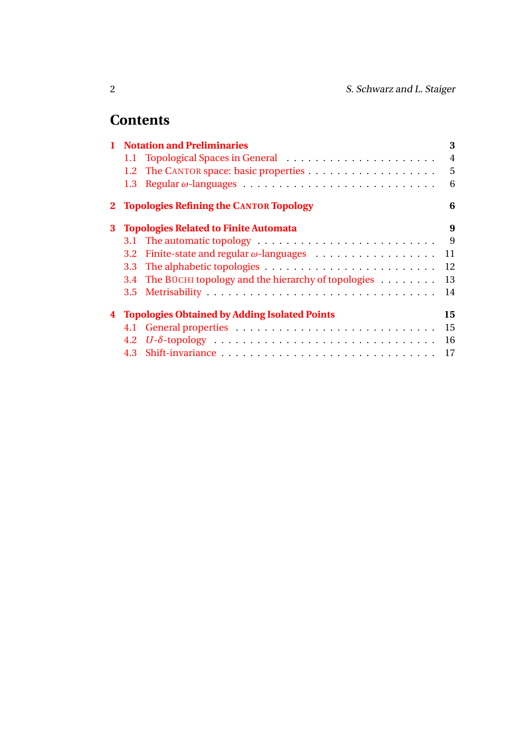# Contents

**1 Notation and Preliminaries** — **3**

- 1.1 Topological Spaces in General — 4
- 1.2 The CANTOR space: basic properties — 5
- 1.3 Regular $\omega$-languages — 6

**2 Topologies Refining the CANTOR Topology** — **6**

**3 Topologies Related to Finite Automata** — **9**

- 3.1 The automatic topology — 9
- 3.2 Finite-state and regular $\omega$-languages — 11
- 3.3 The alphabetic topologies — 12
- 3.4 The BÜCHI topology and the hierarchy of topologies — 13
- 3.5 Metrisability — 14

**4 Topologies Obtained by Adding Isolated Points** — **15**

- 4.1 General properties — 15
- 4.2 $U$-$\delta$-topology — 16
- 4.3 Shift-invariance — 17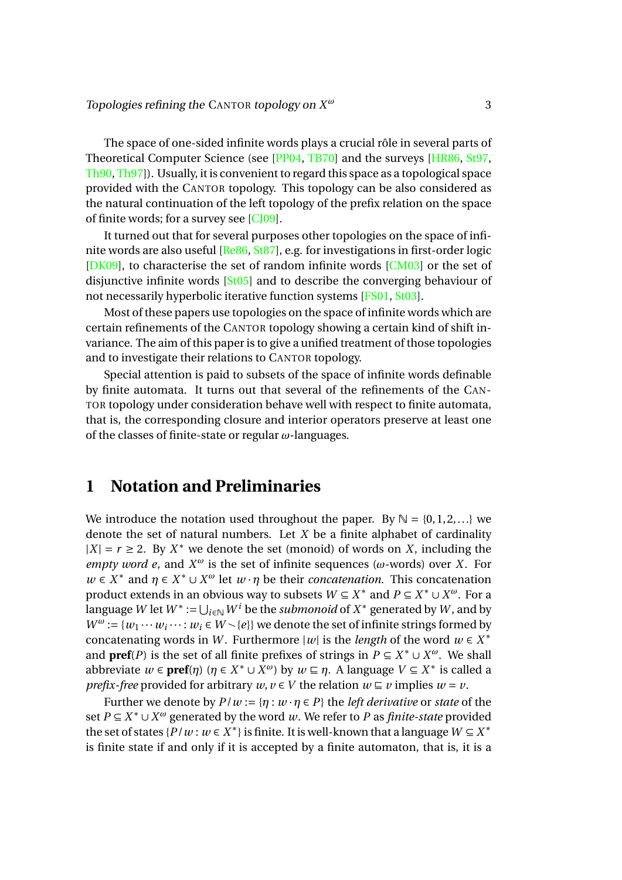The space of one-sided infinite words plays a crucial rôle in several parts of Theoretical Computer Science (see [PP04, TB70] and the surveys [HR86, St97, Th90, Th97]). Usually, it is convenient to regard this space as a topological space provided with the CANTOR topology. This topology can be also considered as the natural continuation of the left topology of the prefix relation on the space of finite words; for a survey see [CJ09].

It turned out that for several purposes other topologies on the space of infinite words are also useful [Re86, St87], e.g. for investigations in first-order logic [DK09], to characterise the set of random infinite words [CM03] or the set of disjunctive infinite words [St05] and to describe the converging behaviour of not necessarily hyperbolic iterative function systems [FS01, St03].

Most of these papers use topologies on the space of infinite words which are certain refinements of the CANTOR topology showing a certain kind of shift invariance. The aim of this paper is to give a unified treatment of those topologies and to investigate their relations to CANTOR topology.

Special attention is paid to subsets of the space of infinite words definable by finite automata. It turns out that several of the refinements of the CANTOR topology under consideration behave well with respect to finite automata, that is, the corresponding closure and interior operators preserve at least one of the classes of finite-state or regular $\omega$-languages.

# 1 Notation and Preliminaries

We introduce the notation used throughout the paper. By $\mathbb{N} = \{0, 1, 2, \ldots\}$ we denote the set of natural numbers. Let $X$ be a finite alphabet of cardinality $|X| = r \geq 2$. By $X^*$ we denote the set (monoid) of words on $X$, including the *empty word* $e$, and $X^\omega$ is the set of infinite sequences ($\omega$-words) over $X$. For $w \in X^*$ and $\eta \in X^* \cup X^\omega$ let $w \cdot \eta$ be their *concatenation*. This concatenation product extends in an obvious way to subsets $W \subseteq X^*$ and $P \subseteq X^* \cup X^\omega$. For a language $W$ let $W^* := \bigcup_{i \in \mathbb{N}} W^i$ be the *submonoid* of $X^*$ generated by $W$, and by $W^\omega := \{w_1 \cdots w_i \cdots : w_i \in W \smallsetminus \{e\}\}$ we denote the set of infinite strings formed by concatenating words in $W$. Furthermore $|w|$ is the *length* of the word $w \in X^*$ and $\mathbf{pref}(P)$ is the set of all finite prefixes of strings in $P \subseteq X^* \cup X^\omega$. We shall abbreviate $w \in \mathbf{pref}(\eta)$ ($\eta \in X^* \cup X^\omega$) by $w \sqsubseteq \eta$. A language $V \subseteq X^*$ is called a *prefix-free* provided for arbitrary $w, v \in V$ the relation $w \sqsubseteq v$ implies $w = v$.

Further we denote by $P/w := \{\eta : w \cdot \eta \in P\}$ the *left derivative* or *state* of the set $P \subseteq X^* \cup X^\omega$ generated by the word $w$. We refer to $P$ as *finite-state* provided the set of states $\{P/w : w \in X^*\}$ is finite. It is well-known that a language $W \subseteq X^*$ is finite state if and only if it is accepted by a finite automaton, that is, it is a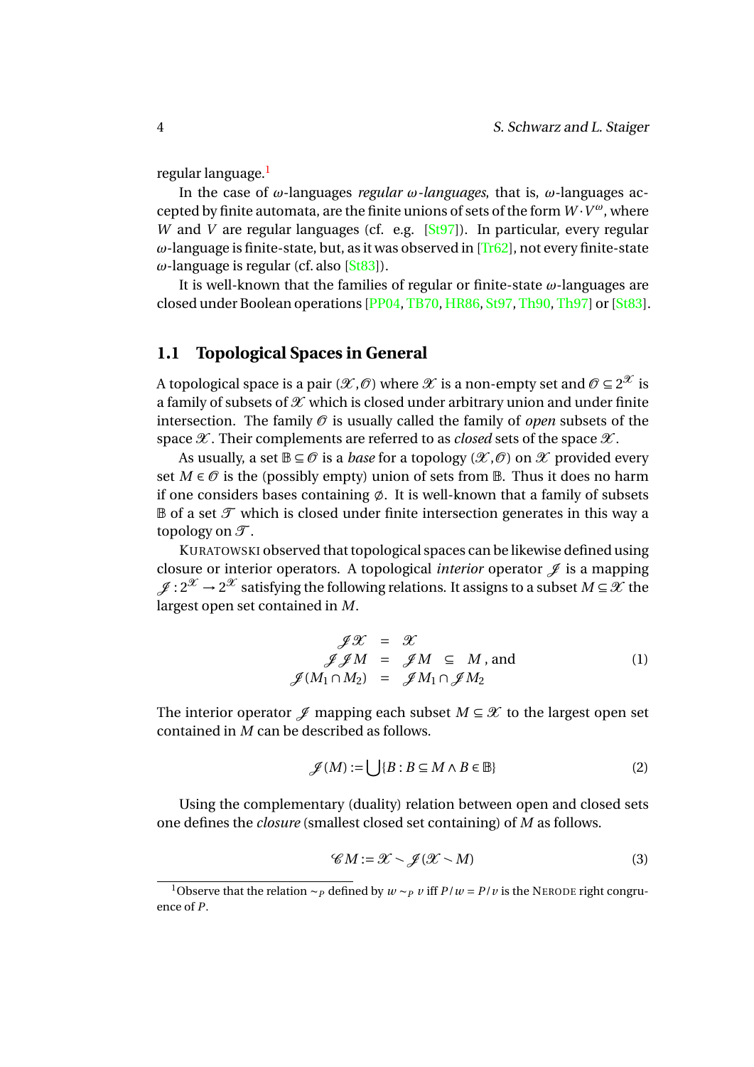regular language.[1]

In the case of $\omega$-languages *regular $\omega$-languages*, that is, $\omega$-languages accepted by finite automata, are the finite unions of sets of the form $W \cdot V^\omega$, where $W$ and $V$ are regular languages (cf. e.g. [St97]). In particular, every regular $\omega$-language is finite-state, but, as it was observed in [Tr62], not every finite-state $\omega$-language is regular (cf. also [St83]).

It is well-known that the families of regular or finite-state $\omega$-languages are closed under Boolean operations [PP04, TB70, HR86, St97, Th90, Th97] or [St83].

## 1.1 Topological Spaces in General

A topological space is a pair $(\mathscr{X}, \mathscr{O})$ where $\mathscr{X}$ is a non-empty set and $\mathscr{O} \subseteq 2^{\mathscr{X}}$ is a family of subsets of $\mathscr{X}$ which is closed under arbitrary union and under finite intersection. The family $\mathscr{O}$ is usually called the family of *open* subsets of the space $\mathscr{X}$. Their complements are referred to as *closed* sets of the space $\mathscr{X}$.

As usually, a set $\mathbb{B} \subseteq \mathscr{O}$ is a *base* for a topology $(\mathscr{X}, \mathscr{O})$ on $\mathscr{X}$ provided every set $M \in \mathscr{O}$ is the (possibly empty) union of sets from $\mathbb{B}$. Thus it does no harm if one considers bases containing $\emptyset$. It is well-known that a family of subsets $\mathbb{B}$ of a set $\mathscr{T}$ which is closed under finite intersection generates in this way a topology on $\mathscr{T}$.

KURATOWSKI observed that topological spaces can be likewise defined using closure or interior operators. A topological *interior* operator $\mathscr{J}$ is a mapping $\mathscr{J} : 2^{\mathscr{X}} \to 2^{\mathscr{X}}$ satisfying the following relations. It assigns to a subset $M \subseteq \mathscr{X}$ the largest open set contained in $M$.

$$
\begin{array}{rcll}
\mathscr{J}\mathscr{X} & = & \mathscr{X} & \\
\mathscr{J}\mathscr{J}M & = & \mathscr{J}M \subseteq M, \text{ and} & \\
\mathscr{J}(M_1 \cap M_2) & = & \mathscr{J}M_1 \cap \mathscr{J}M_2 &
\end{array}
\tag{1}
$$

The interior operator $\mathscr{J}$ mapping each subset $M \subseteq \mathscr{X}$ to the largest open set contained in $M$ can be described as follows.

$$
\mathscr{J}(M) := \bigcup \{B : B \subseteq M \wedge B \in \mathbb{B}\} \tag{2}
$$

Using the complementary (duality) relation between open and closed sets one defines the *closure* (smallest closed set containing) of $M$ as follows.

$$
\mathscr{C}M := \mathscr{X} \smallsetminus \mathscr{J}(\mathscr{X} \smallsetminus M) \tag{3}
$$

[1] Observe that the relation $\sim_P$ defined by $w \sim_P v$ iff $P/w = P/v$ is the NERODE right congruence of $P$.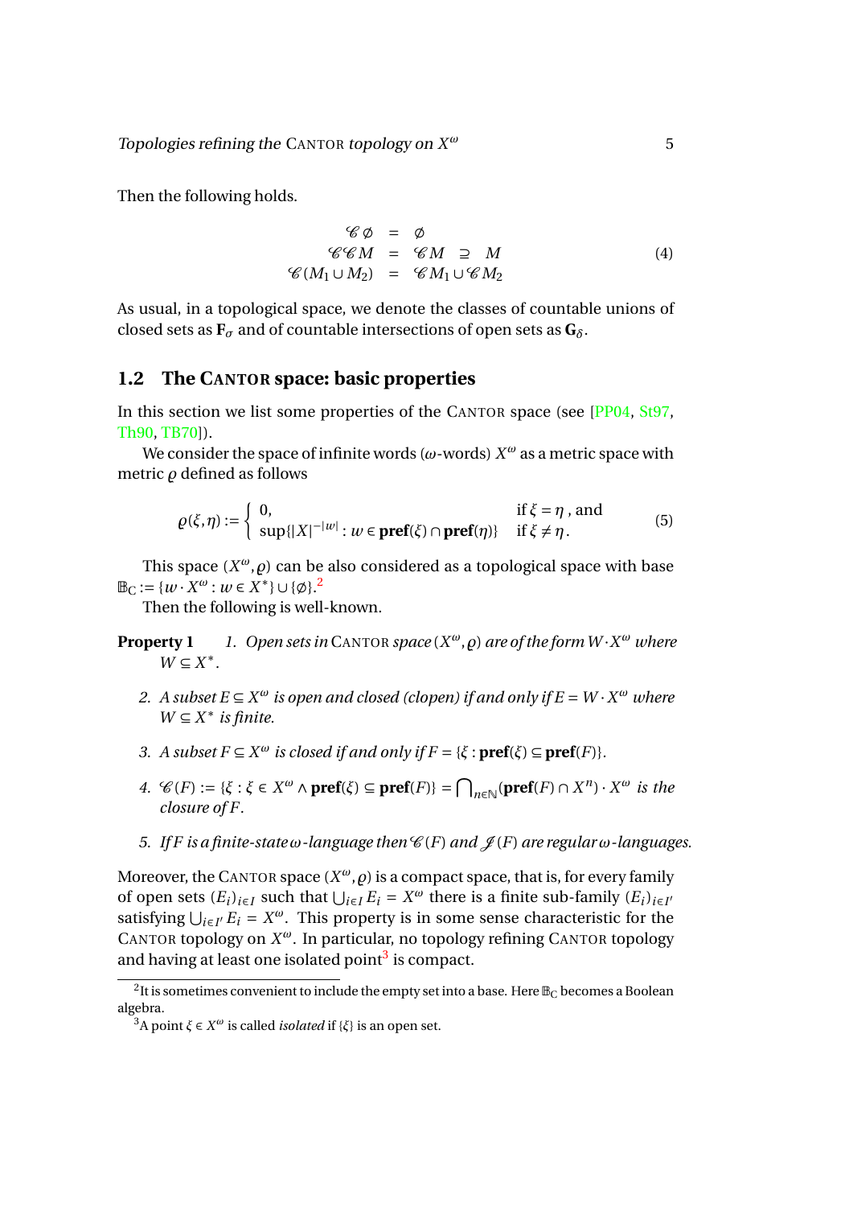Then the following holds.

$$
\begin{array}{rcl}
\mathscr{C}\emptyset & = & \emptyset \\
\mathscr{C}\mathscr{C}M & = & \mathscr{C}M \;\supseteq\; M \\
\mathscr{C}(M_1 \cup M_2) & = & \mathscr{C}M_1 \cup \mathscr{C}M_2
\end{array}
\tag{4}
$$

As usual, in a topological space, we denote the classes of countable unions of closed sets as $\mathbf{F}_\sigma$ and of countable intersections of open sets as $\mathbf{G}_\delta$.

## 1.2 The CANTOR space: basic properties

In this section we list some properties of the CANTOR space (see [PP04, St97, Th90, TB70]).

We consider the space of infinite words ($\omega$-words) $X^\omega$ as a metric space with metric $\varrho$ defined as follows

$$
\varrho(\xi,\eta) := \begin{cases} 0, & \text{if } \xi = \eta \text{ , and} \\ \sup\{|X|^{-|w|} : w \in \mathbf{pref}(\xi) \cap \mathbf{pref}(\eta)\} & \text{if } \xi \neq \eta\,. \end{cases}
\tag{5}
$$

This space $(X^\omega, \varrho)$ can be also considered as a topological space with base $\mathbb{B}_{\mathrm{C}} := \{w \cdot X^\omega : w \in X^*\} \cup \{\emptyset\}$.[2]

Then the following is well-known.

**Property 1**

1. *Open sets in* CANTOR *space $(X^\omega, \varrho)$ are of the form $W \cdot X^\omega$ where $W \subseteq X^*$.*
2. *A subset $E \subseteq X^\omega$ is open and closed (clopen) if and only if $E = W \cdot X^\omega$ where $W \subseteq X^*$ is finite.*
3. *A subset $F \subseteq X^\omega$ is closed if and only if $F = \{\xi : \mathbf{pref}(\xi) \subseteq \mathbf{pref}(F)\}$.*
4. *$\mathscr{C}(F) := \{\xi : \xi \in X^\omega \wedge \mathbf{pref}(\xi) \subseteq \mathbf{pref}(F)\} = \bigcap_{n \in \mathbb{N}} (\mathbf{pref}(F) \cap X^n) \cdot X^\omega$ is the closure of $F$.*
5. *If $F$ is a finite-state $\omega$-language then $\mathscr{C}(F)$ and $\mathscr{J}(F)$ are regular $\omega$-languages.*

Moreover, the CANTOR space $(X^\omega, \varrho)$ is a compact space, that is, for every family of open sets $(E_i)_{i \in I}$ such that $\bigcup_{i \in I} E_i = X^\omega$ there is a finite sub-family $(E_i)_{i \in I'}$ satisfying $\bigcup_{i \in I'} E_i = X^\omega$. This property is in some sense characteristic for the CANTOR topology on $X^\omega$. In particular, no topology refining CANTOR topology and having at least one isolated point[3] is compact.

---

[2] It is sometimes convenient to include the empty set into a base. Here $\mathbb{B}_{\mathrm{C}}$ becomes a Boolean algebra.

[3] A point $\xi \in X^\omega$ is called *isolated* if $\{\xi\}$ is an open set.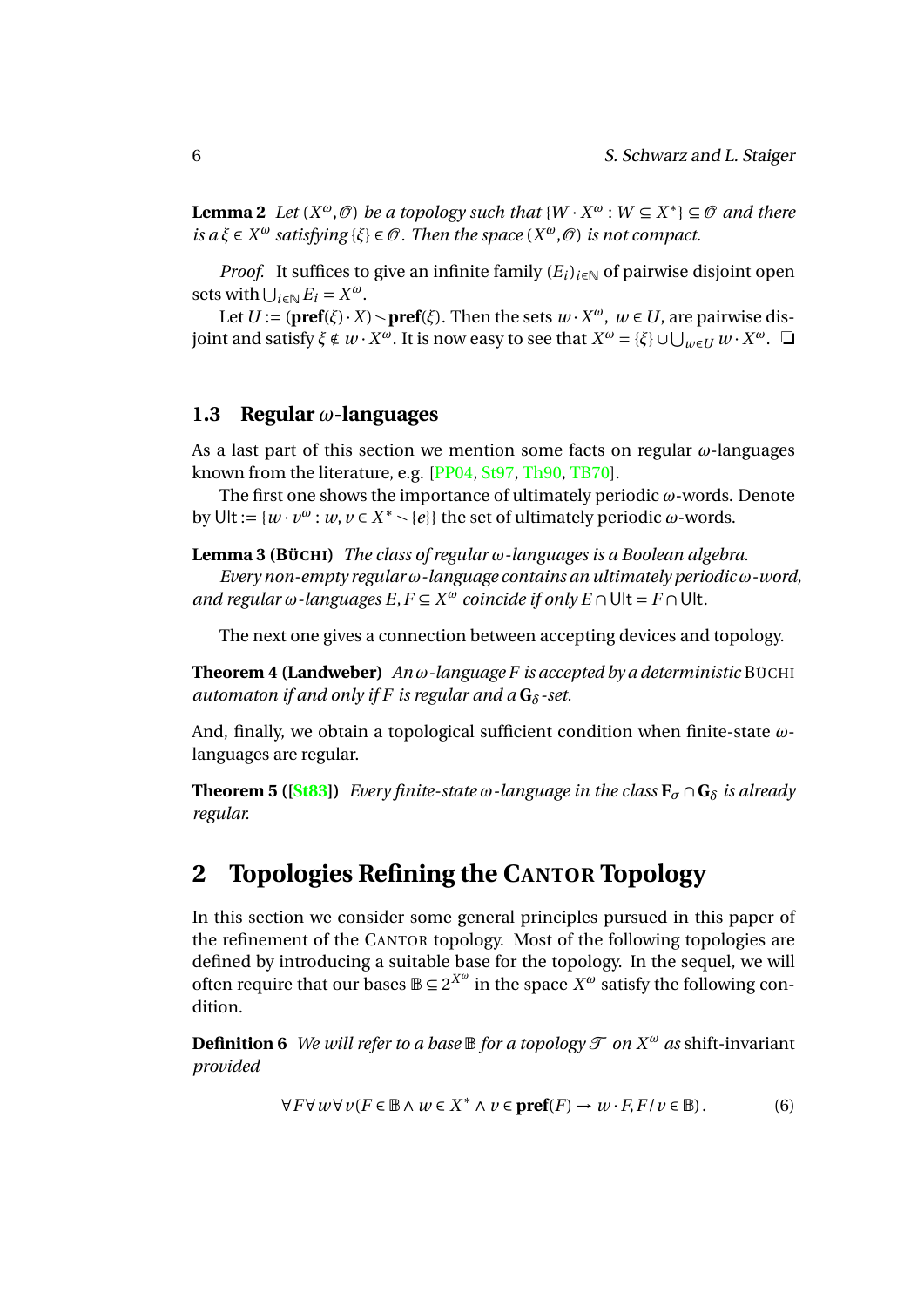**Lemma 2** *Let $(X^\omega, \mathcal{O})$ be a topology such that $\{W \cdot X^\omega : W \subseteq X^*\} \subseteq \mathcal{O}$ and there is a $\xi \in X^\omega$ satisfying $\{\xi\} \in \mathcal{O}$. Then the space $(X^\omega, \mathcal{O})$ is not compact.*

*Proof.* It suffices to give an infinite family $(E_i)_{i\in\mathbb{N}}$ of pairwise disjoint open sets with $\bigcup_{i\in\mathbb{N}} E_i = X^\omega$.

Let $U := (\mathbf{pref}(\xi) \cdot X) \smallsetminus \mathbf{pref}(\xi)$. Then the sets $w \cdot X^\omega$, $w \in U$, are pairwise disjoint and satisfy $\xi \notin w \cdot X^\omega$. It is now easy to see that $X^\omega = \{\xi\} \cup \bigcup_{w\in U} w \cdot X^\omega$. ❑

### 1.3 Regular $\omega$-languages

As a last part of this section we mention some facts on regular $\omega$-languages known from the literature, e.g. [PP04, St97, Th90, TB70].

The first one shows the importance of ultimately periodic $\omega$-words. Denote by $\mathsf{Ult} := \{w \cdot v^\omega : w, v \in X^* \smallsetminus \{e\}\}$ the set of ultimately periodic $\omega$-words.

**Lemma 3 (Büchi)** *The class of regular $\omega$-languages is a Boolean algebra.*

*Every non-empty regular $\omega$-language contains an ultimately periodic $\omega$-word, and regular $\omega$-languages $E, F \subseteq X^\omega$ coincide if only $E \cap \mathsf{Ult} = F \cap \mathsf{Ult}$.*

The next one gives a connection between accepting devices and topology.

**Theorem 4 (Landweber)** *An $\omega$-language $F$ is accepted by a deterministic Büchi automaton if and only if $F$ is regular and a $\mathbf{G}_\delta$-set.*

And, finally, we obtain a topological sufficient condition when finite-state $\omega$-languages are regular.

**Theorem 5 ([St83])** *Every finite-state $\omega$-language in the class $\mathbf{F}_\sigma \cap \mathbf{G}_\delta$ is already regular.*

## 2 Topologies Refining the Cantor Topology

In this section we consider some general principles pursued in this paper of the refinement of the Cantor topology. Most of the following topologies are defined by introducing a suitable base for the topology. In the sequel, we will often require that our bases $\mathbb{B} \subseteq 2^{X^\omega}$ in the space $X^\omega$ satisfy the following condition.

**Definition 6** *We will refer to a base $\mathbb{B}$ for a topology $\mathcal{T}$ on $X^\omega$ as* shift-invariant *provided*

$$\forall F \forall w \forall v (F \in \mathbb{B} \wedge w \in X^* \wedge v \in \mathbf{pref}(F) \rightarrow w \cdot F, F/v \in \mathbb{B}). \tag{6}$$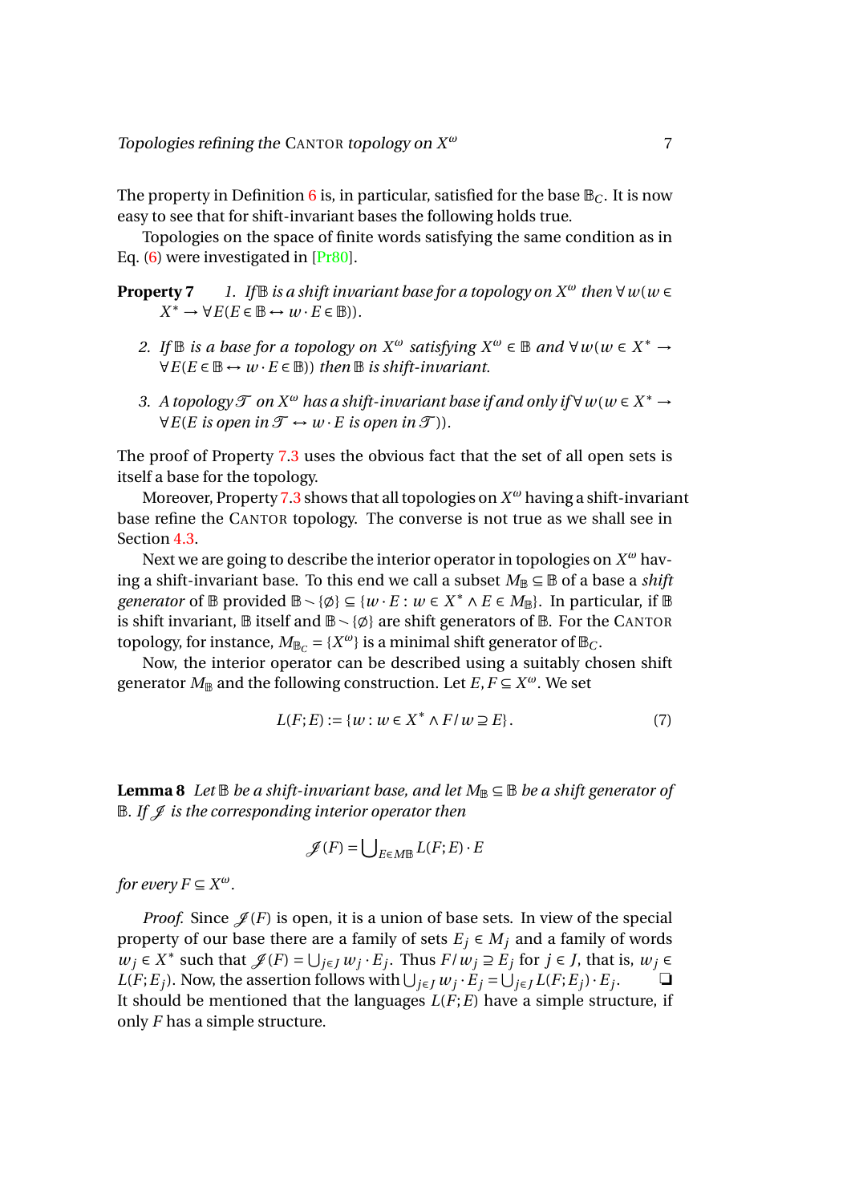The property in Definition 6 is, in particular, satisfied for the base $\mathbb{B}_C$. It is now easy to see that for shift-invariant bases the following holds true.

Topologies on the space of finite words satisfying the same condition as in Eq. (6) were investigated in [Pr80].

**Property 7** *1. If $\mathbb{B}$ is a shift invariant base for a topology on $X^\omega$ then $\forall w(w \in X^* \rightarrow \forall E(E \in \mathbb{B} \leftrightarrow w \cdot E \in \mathbb{B}))$.*

*2. If $\mathbb{B}$ is a base for a topology on $X^\omega$ satisfying $X^\omega \in \mathbb{B}$ and $\forall w(w \in X^* \rightarrow \forall E(E \in \mathbb{B} \leftrightarrow w \cdot E \in \mathbb{B}))$ then $\mathbb{B}$ is shift-invariant.*

*3. A topology $\mathcal{T}$ on $X^\omega$ has a shift-invariant base if and only if $\forall w(w \in X^* \rightarrow \forall E(E$ is open in $\mathcal{T} \leftrightarrow w \cdot E$ is open in $\mathcal{T}))$.*

The proof of Property 7.3 uses the obvious fact that the set of all open sets is itself a base for the topology.

Moreover, Property 7.3 shows that all topologies on $X^\omega$ having a shift-invariant base refine the CANTOR topology. The converse is not true as we shall see in Section 4.3.

Next we are going to describe the interior operator in topologies on $X^\omega$ having a shift-invariant base. To this end we call a subset $M_\mathbb{B} \subseteq \mathbb{B}$ of a base a *shift generator* of $\mathbb{B}$ provided $\mathbb{B} \setminus \{\emptyset\} \subseteq \{w \cdot E : w \in X^* \wedge E \in M_\mathbb{B}\}$. In particular, if $\mathbb{B}$ is shift invariant, $\mathbb{B}$ itself and $\mathbb{B} \setminus \{\emptyset\}$ are shift generators of $\mathbb{B}$. For the CANTOR topology, for instance, $M_{\mathbb{B}_C} = \{X^\omega\}$ is a minimal shift generator of $\mathbb{B}_C$.

Now, the interior operator can be described using a suitably chosen shift generator $M_\mathbb{B}$ and the following construction. Let $E, F \subseteq X^\omega$. We set

$$L(F;E) := \{w : w \in X^* \wedge F/w \supseteq E\}. \tag{7}$$

**Lemma 8** *Let $\mathbb{B}$ be a shift-invariant base, and let $M_\mathbb{B} \subseteq \mathbb{B}$ be a shift generator of $\mathbb{B}$. If $\mathcal{J}$ is the corresponding interior operator then*

$$\mathcal{J}(F) = \bigcup_{E \in M_\mathbb{B}} L(F;E) \cdot E$$

*for every $F \subseteq X^\omega$.*

*Proof.* Since $\mathcal{J}(F)$ is open, it is a union of base sets. In view of the special property of our base there are a family of sets $E_j \in M_j$ and a family of words $w_j \in X^*$ such that $\mathcal{J}(F) = \bigcup_{j \in J} w_j \cdot E_j$. Thus $F/w_j \supseteq E_j$ for $j \in J$, that is, $w_j \in L(F;E_j)$. Now, the assertion follows with $\bigcup_{j \in J} w_j \cdot E_j = \bigcup_{j \in J} L(F;E_j) \cdot E_j$. ❑

It should be mentioned that the languages $L(F;E)$ have a simple structure, if only $F$ has a simple structure.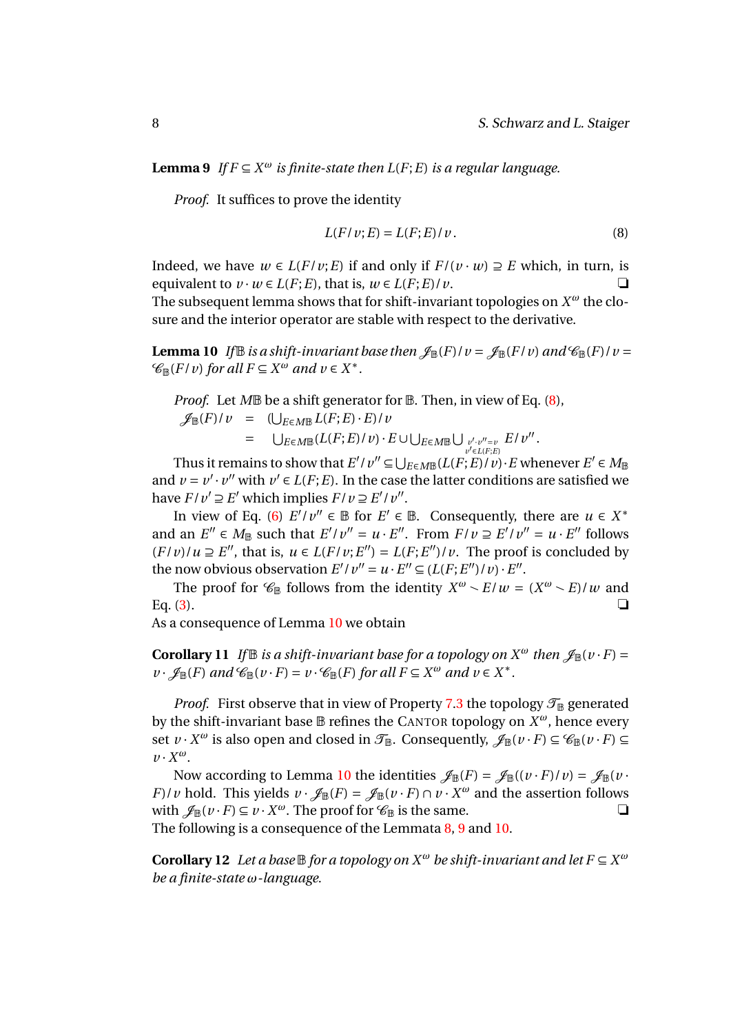**Lemma 9** *If $F \subseteq X^\omega$ is finite-state then $L(F;E)$ is a regular language.*

*Proof.* It suffices to prove the identity

$$L(F/v;E) = L(F;E)/v\,. \tag{8}$$

Indeed, we have $w \in L(F/v;E)$ if and only if $F/(v\cdot w) \supseteq E$ which, in turn, is equivalent to $v\cdot w \in L(F;E)$, that is, $w \in L(F;E)/v$. ❑

The subsequent lemma shows that for shift-invariant topologies on $X^\omega$ the closure and the interior operator are stable with respect to the derivative.

**Lemma 10** *If $\mathbb{B}$ is a shift-invariant base then $\mathcal{J}_{\mathbb{B}}(F)/v = \mathcal{J}_{\mathbb{B}}(F/v)$ and $\mathcal{C}_{\mathbb{B}}(F)/v = \mathcal{C}_{\mathbb{B}}(F/v)$ for all $F \subseteq X^\omega$ and $v \in X^*$.*

*Proof.* Let $M\mathbb{B}$ be a shift generator for $\mathbb{B}$. Then, in view of Eq. (8),

$$\begin{aligned}
\mathcal{J}_{\mathbb{B}}(F)/v &= \left(\textstyle\bigcup_{E\in M\mathbb{B}} L(F;E)\cdot E\right)/v\\
&= \textstyle\bigcup_{E\in M\mathbb{B}} (L(F;E)/v)\cdot E \cup \bigcup_{E\in M\mathbb{B}} \bigcup_{\substack{v'\cdot v''=v\\ v'\in L(F;E)}} E/v''\,.
\end{aligned}$$

Thus it remains to show that $E'/v'' \subseteq \bigcup_{E\in M\mathbb{B}} (L(F;E)/v)\cdot E$ whenever $E' \in M_{\mathbb{B}}$ and $v = v'\cdot v''$ with $v' \in L(F;E)$. In the case the latter conditions are satisfied we have $F/v' \supseteq E'$ which implies $F/v \supseteq E'/v''$.

In view of Eq. (6) $E'/v'' \in \mathbb{B}$ for $E' \in \mathbb{B}$. Consequently, there are $u \in X^*$ and an $E'' \in M_{\mathbb{B}}$ such that $E'/v'' = u\cdot E''$. From $F/v \supseteq E'/v'' = u\cdot E''$ follows $(F/v)/u \supseteq E''$, that is, $u \in L(F/v;E'') = L(F;E'')/v$. The proof is concluded by the now obvious observation $E'/v'' = u\cdot E'' \subseteq (L(F;E'')/v)\cdot E''$.

The proof for $\mathcal{C}_{\mathbb{B}}$ follows from the identity $X^\omega \smallsetminus E/w = (X^\omega \smallsetminus E)/w$ and Eq. (3). ❑

As a consequence of Lemma 10 we obtain

**Corollary 11** *If $\mathbb{B}$ is a shift-invariant base for a topology on $X^\omega$ then $\mathcal{J}_{\mathbb{B}}(v\cdot F) = v\cdot \mathcal{J}_{\mathbb{B}}(F)$ and $\mathcal{C}_{\mathbb{B}}(v\cdot F) = v\cdot \mathcal{C}_{\mathbb{B}}(F)$ for all $F \subseteq X^\omega$ and $v \in X^*$.*

*Proof.* First observe that in view of Property 7.3 the topology $\mathcal{T}_{\mathbb{B}}$ generated by the shift-invariant base $\mathbb{B}$ refines the Cantor topology on $X^\omega$, hence every set $v\cdot X^\omega$ is also open and closed in $\mathcal{T}_{\mathbb{B}}$. Consequently, $\mathcal{J}_{\mathbb{B}}(v\cdot F) \subseteq \mathcal{C}_{\mathbb{B}}(v\cdot F) \subseteq v\cdot X^\omega$.

Now according to Lemma 10 the identities $\mathcal{J}_{\mathbb{B}}(F) = \mathcal{J}_{\mathbb{B}}((v\cdot F)/v) = \mathcal{J}_{\mathbb{B}}(v\cdot F)/v$ hold. This yields $v\cdot \mathcal{J}_{\mathbb{B}}(F) = \mathcal{J}_{\mathbb{B}}(v\cdot F) \cap v\cdot X^\omega$ and the assertion follows with $\mathcal{J}_{\mathbb{B}}(v\cdot F) \subseteq v\cdot X^\omega$. The proof for $\mathcal{C}_{\mathbb{B}}$ is the same. ❑

The following is a consequence of the Lemmata 8, 9 and 10.

**Corollary 12** *Let a base $\mathbb{B}$ for a topology on $X^\omega$ be shift-invariant and let $F \subseteq X^\omega$ be a finite-state $\omega$-language.*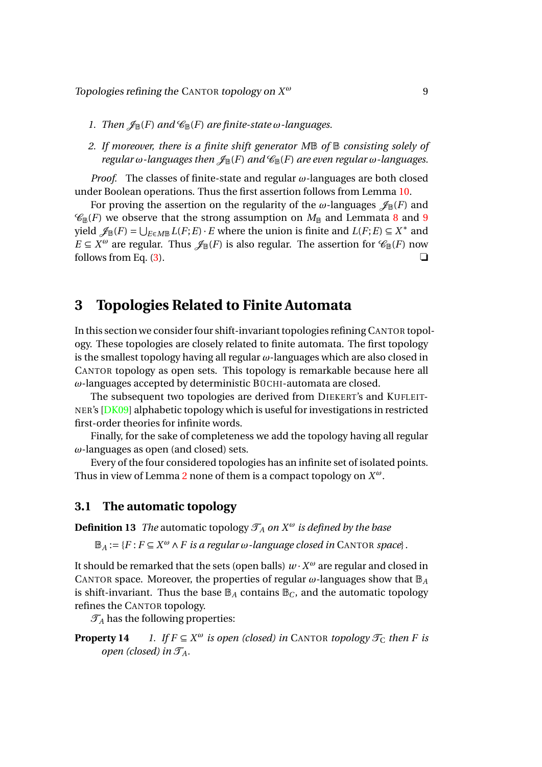1. *Then $\mathscr{J}_{\mathbb{B}}(F)$ and $\mathscr{C}_{\mathbb{B}}(F)$ are finite-state $\omega$-languages.*

2. *If moreover, there is a finite shift generator $M\mathbb{B}$ of $\mathbb{B}$ consisting solely of regular $\omega$-languages then $\mathscr{J}_{\mathbb{B}}(F)$ and $\mathscr{C}_{\mathbb{B}}(F)$ are even regular $\omega$-languages.*

*Proof.* The classes of finite-state and regular $\omega$-languages are both closed under Boolean operations. Thus the first assertion follows from Lemma 10.

For proving the assertion on the regularity of the $\omega$-languages $\mathscr{J}_{\mathbb{B}}(F)$ and $\mathscr{C}_{\mathbb{B}}(F)$ we observe that the strong assumption on $M_{\mathbb{B}}$ and Lemmata 8 and 9 yield $\mathscr{J}_{\mathbb{B}}(F) = \bigcup_{E \in M\mathbb{B}} L(F;E) \cdot E$ where the union is finite and $L(F;E) \subseteq X^*$ and $E \subseteq X^\omega$ are regular. Thus $\mathscr{J}_{\mathbb{B}}(F)$ is also regular. The assertion for $\mathscr{C}_{\mathbb{B}}(F)$ now follows from Eq. (3). ❑

## 3 Topologies Related to Finite Automata

In this section we consider four shift-invariant topologies refining CANTOR topology. These topologies are closely related to finite automata. The first topology is the smallest topology having all regular $\omega$-languages which are also closed in CANTOR topology as open sets. This topology is remarkable because here all $\omega$-languages accepted by deterministic BÜCHI-automata are closed.

The subsequent two topologies are derived from DIEKERT's and KUFLEITNER's [DK09] alphabetic topology which is useful for investigations in restricted first-order theories for infinite words.

Finally, for the sake of completeness we add the topology having all regular $\omega$-languages as open (and closed) sets.

Every of the four considered topologies has an infinite set of isolated points. Thus in view of Lemma 2 none of them is a compact topology on $X^\omega$.

### 3.1 The automatic topology

**Definition 13** *The* automatic topology $\mathscr{T}_A$ *on* $X^\omega$ *is defined by the base*

$$\mathbb{B}_A := \{F : F \subseteq X^\omega \wedge F \text{ is a regular } \omega\text{-language closed in CANTOR space}\}.$$

It should be remarked that the sets (open balls) $w \cdot X^\omega$ are regular and closed in CANTOR space. Moreover, the properties of regular $\omega$-languages show that $\mathbb{B}_A$ is shift-invariant. Thus the base $\mathbb{B}_A$ contains $\mathbb{B}_C$, and the automatic topology refines the CANTOR topology.

$\mathscr{T}_A$ has the following properties:

**Property 14** *1. If $F \subseteq X^\omega$ is open (closed) in CANTOR topology $\mathscr{T}_C$ then $F$ is open (closed) in $\mathscr{T}_A$.*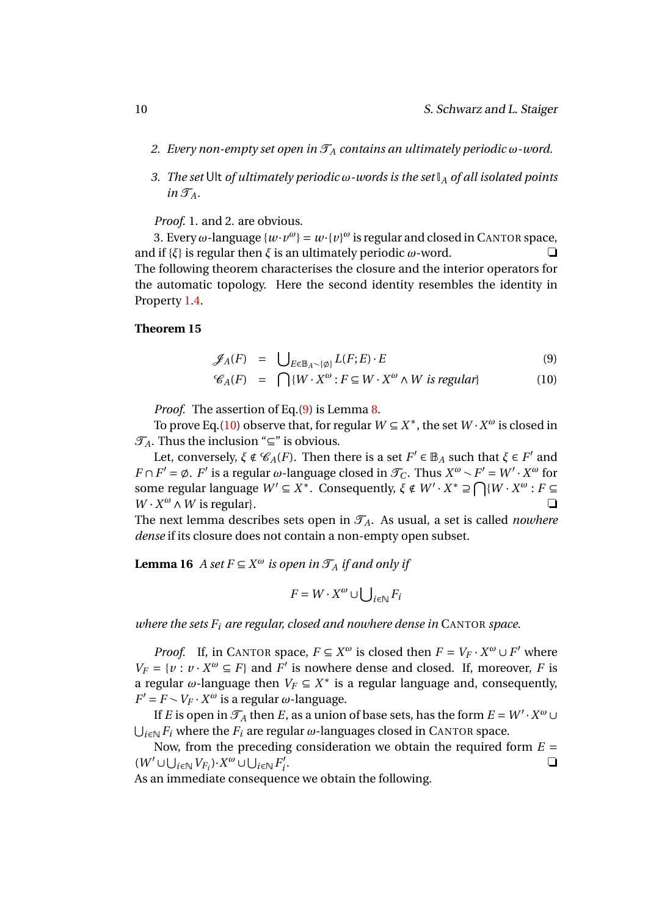2. *Every non-empty set open in $\mathcal{T}_A$ contains an ultimately periodic $\omega$-word.*

3. *The set* $\mathsf{Ult}$ *of ultimately periodic $\omega$-words is the set $\mathbb{I}_A$ of all isolated points in $\mathcal{T}_A$.*

*Proof.* 1. and 2. are obvious.

3. Every $\omega$-language $\{w \cdot v^\omega\} = w \cdot \{v\}^\omega$ is regular and closed in CANTOR space, and if $\{\xi\}$ is regular then $\xi$ is an ultimately periodic $\omega$-word. ❑

The following theorem characterises the closure and the interior operators for the automatic topology. Here the second identity resembles the identity in Property 1.4.

**Theorem 15**

$$\mathcal{J}_A(F) = \bigcup_{E \in \mathbb{B}_A \smallsetminus \{\emptyset\}} L(F;E) \cdot E \tag{9}$$

$$\mathcal{C}_A(F) = \bigcap \{W \cdot X^\omega : F \subseteq W \cdot X^\omega \wedge W \text{ is regular}\} \tag{10}$$

*Proof.* The assertion of Eq.(9) is Lemma 8.

To prove Eq.(10) observe that, for regular $W \subseteq X^*$, the set $W \cdot X^\omega$ is closed in $\mathcal{T}_A$. Thus the inclusion "$\subseteq$" is obvious.

Let, conversely, $\xi \notin \mathcal{C}_A(F)$. Then there is a set $F' \in \mathbb{B}_A$ such that $\xi \in F'$ and $F \cap F' = \emptyset$. $F'$ is a regular $\omega$-language closed in $\mathcal{T}_C$. Thus $X^\omega \smallsetminus F' = W' \cdot X^\omega$ for some regular language $W' \subseteq X^*$. Consequently, $\xi \notin W' \cdot X^* \supseteq \bigcap \{W \cdot X^\omega : F \subseteq W \cdot X^\omega \wedge W \text{ is regular}\}$. ❑

The next lemma describes sets open in $\mathcal{T}_A$. As usual, a set is called *nowhere dense* if its closure does not contain a non-empty open subset.

**Lemma 16** *A set $F \subseteq X^\omega$ is open in $\mathcal{T}_A$ if and only if*

$$F = W \cdot X^\omega \cup \bigcup_{i \in \mathbb{N}} F_i$$

*where the sets $F_i$ are regular, closed and nowhere dense in* CANTOR *space.*

*Proof.* If, in CANTOR space, $F \subseteq X^\omega$ is closed then $F = V_F \cdot X^\omega \cup F'$ where $V_F = \{v : v \cdot X^\omega \subseteq F\}$ and $F'$ is nowhere dense and closed. If, moreover, $F$ is a regular $\omega$-language then $V_F \subseteq X^*$ is a regular language and, consequently, $F' = F \smallsetminus V_F \cdot X^\omega$ is a regular $\omega$-language.

If $E$ is open in $\mathcal{T}_A$ then $E$, as a union of base sets, has the form $E = W' \cdot X^\omega \cup \bigcup_{i \in \mathbb{N}} F_i$ where the $F_i$ are regular $\omega$-languages closed in CANTOR space.

Now, from the preceding consideration we obtain the required form $E = (W' \cup \bigcup_{i \in \mathbb{N}} V_{F_i}) \cdot X^\omega \cup \bigcup_{i \in \mathbb{N}} F_i'$. ❑

As an immediate consequence we obtain the following.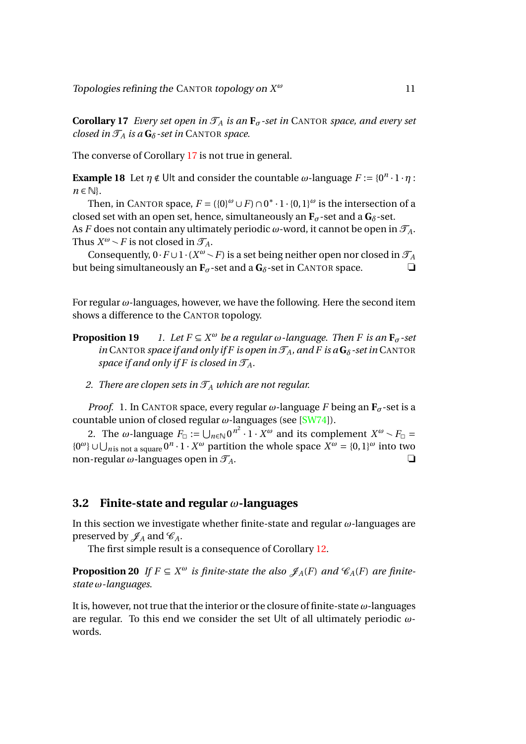**Corollary 17** *Every set open in $\mathcal{T}_A$ is an $\mathbf{F}_\sigma$-set in* CANTOR *space, and every set closed in $\mathcal{T}_A$ is a $\mathbf{G}_\delta$-set in* CANTOR *space.*

The converse of Corollary 17 is not true in general.

**Example 18** Let $\eta \notin \mathsf{Ult}$ and consider the countable $\omega$-language $F := \{0^n \cdot 1 \cdot \eta : n \in \mathbb{N}\}$.

Then, in CANTOR space, $F = (\{0\}^\omega \cup F) \cap 0^* \cdot 1 \cdot \{0,1\}^\omega$ is the intersection of a closed set with an open set, hence, simultaneously an $\mathbf{F}_\sigma$-set and a $\mathbf{G}_\delta$-set. As $F$ does not contain any ultimately periodic $\omega$-word, it cannot be open in $\mathcal{T}_A$. Thus $X^\omega \setminus F$ is not closed in $\mathcal{T}_A$.

Consequently, $0 \cdot F \cup 1 \cdot (X^\omega \setminus F)$ is a set being neither open nor closed in $\mathcal{T}_A$ but being simultaneously an $\mathbf{F}_\sigma$-set and a $\mathbf{G}_\delta$-set in CANTOR space. ❑

For regular $\omega$-languages, however, we have the following. Here the second item shows a difference to the CANTOR topology.

**Proposition 19** *1. Let $F \subseteq X^\omega$ be a regular $\omega$-language. Then $F$ is an $\mathbf{F}_\sigma$-set in* CANTOR *space if and only if $F$ is open in $\mathcal{T}_A$, and $F$ is a $\mathbf{G}_\delta$-set in* CANTOR *space if and only if $F$ is closed in $\mathcal{T}_A$.*

*2. There are clopen sets in $\mathcal{T}_A$ which are not regular.*

*Proof.* 1. In CANTOR space, every regular $\omega$-language $F$ being an $\mathbf{F}_\sigma$-set is a countable union of closed regular $\omega$-languages (see [SW74]).

2. The $\omega$-language $F_\square := \bigcup_{n\in\mathbb{N}} 0^{n^2} \cdot 1 \cdot X^\omega$ and its complement $X^\omega \setminus F_\square = \{0^\omega\} \cup \bigcup_{n \text{ is not a square}} 0^n \cdot 1 \cdot X^\omega$ partition the whole space $X^\omega = \{0,1\}^\omega$ into two non-regular $\omega$-languages open in $\mathcal{T}_A$. ❑

## 3.2 Finite-state and regular $\omega$-languages

In this section we investigate whether finite-state and regular $\omega$-languages are preserved by $\mathcal{I}_A$ and $\mathcal{C}_A$.

The first simple result is a consequence of Corollary 12.

**Proposition 20** *If $F \subseteq X^\omega$ is finite-state the also $\mathcal{I}_A(F)$ and $\mathcal{C}_A(F)$ are finite-state $\omega$-languages.*

It is, however, not true that the interior or the closure of finite-state $\omega$-languages are regular. To this end we consider the set $\mathsf{Ult}$ of all ultimately periodic $\omega$-words.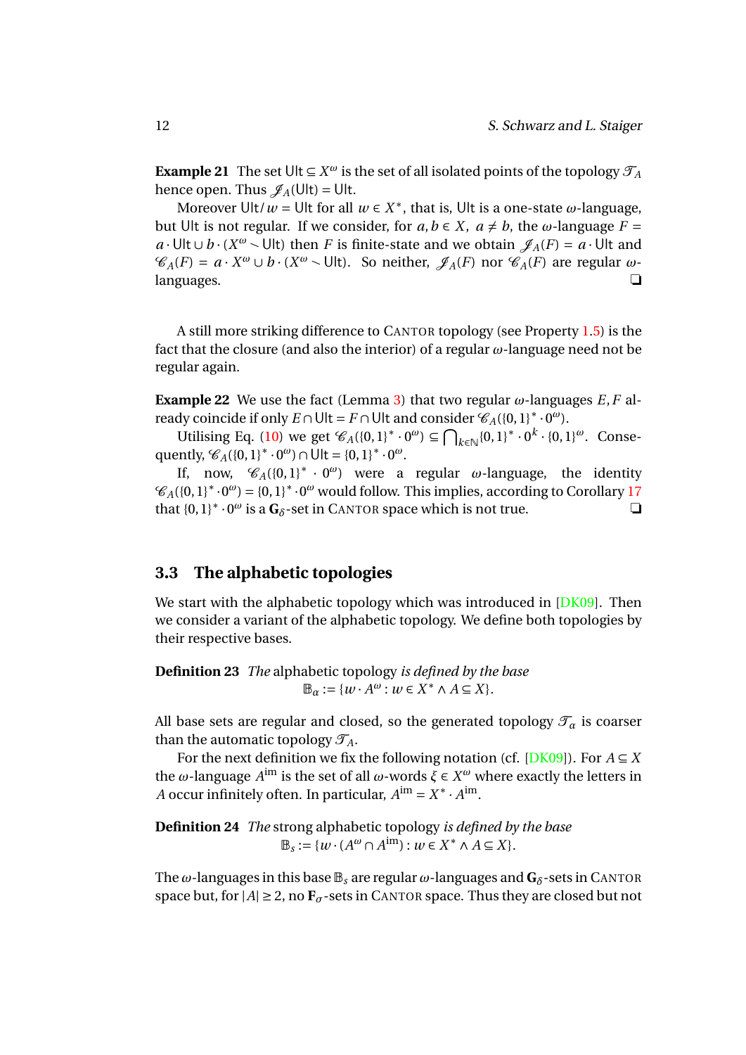**Example 21** The set $\mathsf{Ult} \subseteq X^\omega$ is the set of all isolated points of the topology $\mathcal{T}_A$ hence open. Thus $\mathcal{J}_A(\mathsf{Ult}) = \mathsf{Ult}$.

Moreover $\mathsf{Ult}/w = \mathsf{Ult}$ for all $w \in X^*$, that is, $\mathsf{Ult}$ is a one-state $\omega$-language, but $\mathsf{Ult}$ is not regular. If we consider, for $a, b \in X$, $a \neq b$, the $\omega$-language $F = a \cdot \mathsf{Ult} \cup b \cdot (X^\omega \setminus \mathsf{Ult})$ then $F$ is finite-state and we obtain $\mathcal{J}_A(F) = a \cdot \mathsf{Ult}$ and $\mathcal{C}_A(F) = a \cdot X^\omega \cup b \cdot (X^\omega \setminus \mathsf{Ult})$. So neither, $\mathcal{J}_A(F)$ nor $\mathcal{C}_A(F)$ are regular $\omega$-languages. ❏

A still more striking difference to CANTOR topology (see Property 1.5) is the fact that the closure (and also the interior) of a regular $\omega$-language need not be regular again.

**Example 22** We use the fact (Lemma 3) that two regular $\omega$-languages $E, F$ already coincide if only $E \cap \mathsf{Ult} = F \cap \mathsf{Ult}$ and consider $\mathcal{C}_A(\{0,1\}^* \cdot 0^\omega)$.

Utilising Eq. (10) we get $\mathcal{C}_A(\{0,1\}^* \cdot 0^\omega) \subseteq \bigcap_{k \in \mathbb{N}} \{0,1\}^* \cdot 0^k \cdot \{0,1\}^\omega$. Consequently, $\mathcal{C}_A(\{0,1\}^* \cdot 0^\omega) \cap \mathsf{Ult} = \{0,1\}^* \cdot 0^\omega$.

If, now, $\mathcal{C}_A(\{0,1\}^* \cdot 0^\omega)$ were a regular $\omega$-language, the identity $\mathcal{C}_A(\{0,1\}^* \cdot 0^\omega) = \{0,1\}^* \cdot 0^\omega$ would follow. This implies, according to Corollary 17 that $\{0,1\}^* \cdot 0^\omega$ is a $\mathbf{G}_\delta$-set in CANTOR space which is not true. ❏

### 3.3 The alphabetic topologies

We start with the alphabetic topology which was introduced in [DK09]. Then we consider a variant of the alphabetic topology. We define both topologies by their respective bases.

**Definition 23** *The* alphabetic topology *is defined by the base*
$$\mathbb{B}_\alpha := \{w \cdot A^\omega : w \in X^* \wedge A \subseteq X\}.$$

All base sets are regular and closed, so the generated topology $\mathcal{T}_\alpha$ is coarser than the automatic topology $\mathcal{T}_A$.

For the next definition we fix the following notation (cf. [DK09]). For $A \subseteq X$ the $\omega$-language $A^{\mathrm{im}}$ is the set of all $\omega$-words $\xi \in X^\omega$ where exactly the letters in $A$ occur infinitely often. In particular, $A^{\mathrm{im}} = X^* \cdot A^{\mathrm{im}}$.

**Definition 24** *The* strong alphabetic topology *is defined by the base*
$$\mathbb{B}_s := \{w \cdot (A^\omega \cap A^{\mathrm{im}}) : w \in X^* \wedge A \subseteq X\}.$$

The $\omega$-languages in this base $\mathbb{B}_s$ are regular $\omega$-languages and $\mathbf{G}_\delta$-sets in CANTOR space but, for $|A| \geq 2$, no $\mathbf{F}_\sigma$-sets in CANTOR space. Thus they are closed but not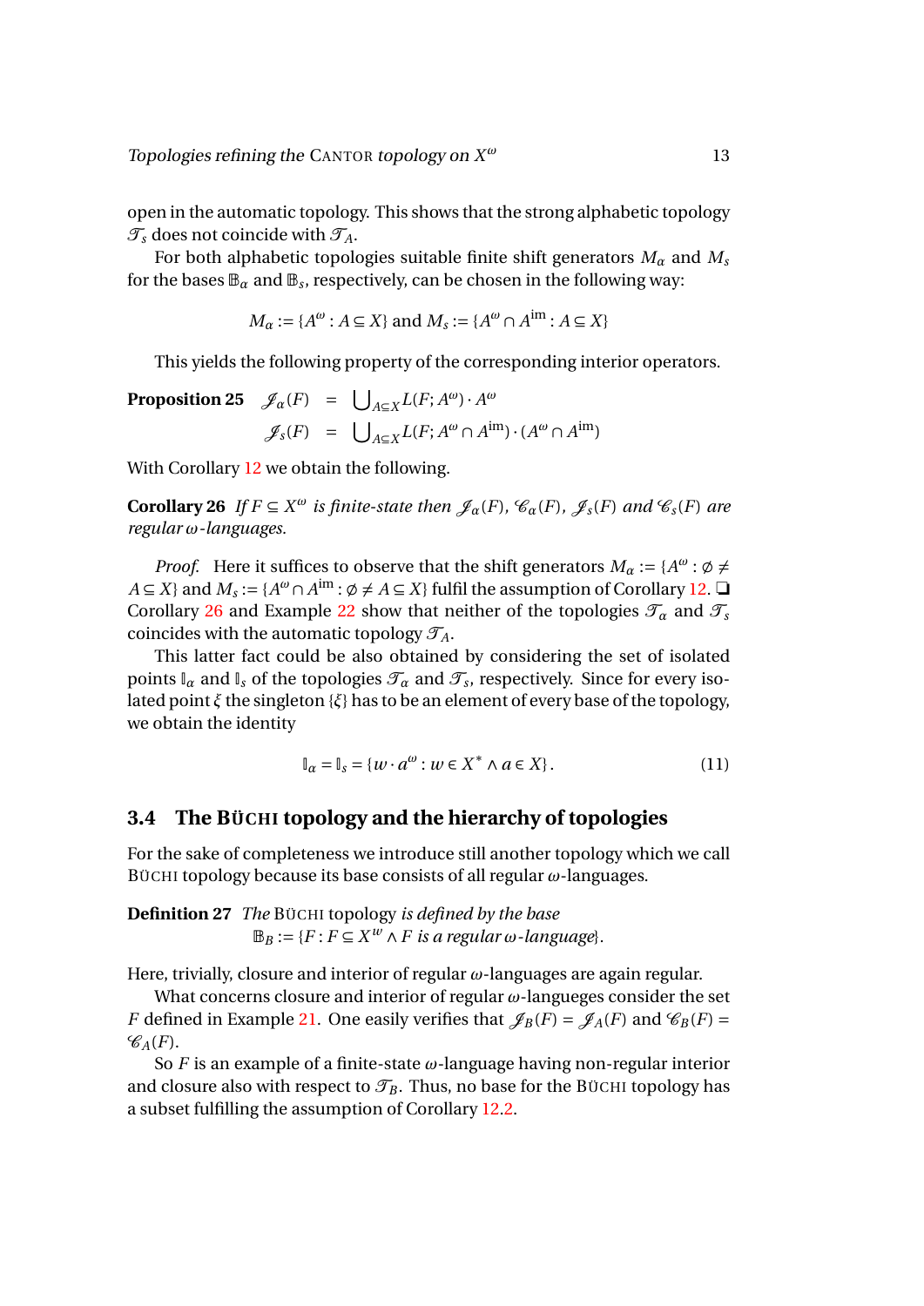open in the automatic topology. This shows that the strong alphabetic topology $\mathcal{T}_s$ does not coincide with $\mathcal{T}_A$.

For both alphabetic topologies suitable finite shift generators $M_\alpha$ and $M_s$ for the bases $\mathbb{B}_\alpha$ and $\mathbb{B}_s$, respectively, can be chosen in the following way:

$$M_\alpha := \{A^\omega : A \subseteq X\} \text{ and } M_s := \{A^\omega \cap A^{\mathrm{im}} : A \subseteq X\}$$

This yields the following property of the corresponding interior operators.

**Proposition 25**

$$\begin{aligned}
\mathcal{J}_\alpha(F) &= \bigcup\nolimits_{A \subseteq X} L(F; A^\omega) \cdot A^\omega \\
\mathcal{J}_s(F) &= \bigcup\nolimits_{A \subseteq X} L(F; A^\omega \cap A^{\mathrm{im}}) \cdot (A^\omega \cap A^{\mathrm{im}})
\end{aligned}$$

With Corollary 12 we obtain the following.

**Corollary 26** *If $F \subseteq X^\omega$ is finite-state then $\mathcal{J}_\alpha(F)$, $\mathcal{C}_\alpha(F)$, $\mathcal{J}_s(F)$ and $\mathcal{C}_s(F)$ are regular $\omega$-languages.*

*Proof.* Here it suffices to observe that the shift generators $M_\alpha := \{A^\omega : \emptyset \neq A \subseteq X\}$ and $M_s := \{A^\omega \cap A^{\mathrm{im}} : \emptyset \neq A \subseteq X\}$ fulfil the assumption of Corollary 12. ❑

Corollary 26 and Example 22 show that neither of the topologies $\mathcal{T}_\alpha$ and $\mathcal{T}_s$ coincides with the automatic topology $\mathcal{T}_A$.

This latter fact could be also obtained by considering the set of isolated points $\mathbb{I}_\alpha$ and $\mathbb{I}_s$ of the topologies $\mathcal{T}_\alpha$ and $\mathcal{T}_s$, respectively. Since for every isolated point $\xi$ the singleton $\{\xi\}$ has to be an element of every base of the topology, we obtain the identity

$$\mathbb{I}_\alpha = \mathbb{I}_s = \{w \cdot a^\omega : w \in X^* \wedge a \in X\}. \tag{11}$$

## 3.4 The BÜCHI topology and the hierarchy of topologies

For the sake of completeness we introduce still another topology which we call BÜCHI topology because its base consists of all regular $\omega$-languages.

**Definition 27** *The* BÜCHI topology *is defined by the base*
$\mathbb{B}_B := \{F : F \subseteq X^w \wedge F \text{ is a regular } \omega\text{-language}\}$.

Here, trivially, closure and interior of regular $\omega$-languages are again regular.

What concerns closure and interior of regular $\omega$-langueges consider the set $F$ defined in Example 21. One easily verifies that $\mathcal{J}_B(F) = \mathcal{J}_A(F)$ and $\mathcal{C}_B(F) = \mathcal{C}_A(F)$.

So $F$ is an example of a finite-state $\omega$-language having non-regular interior and closure also with respect to $\mathcal{T}_B$. Thus, no base for the BÜCHI topology has a subset fulfilling the assumption of Corollary 12.2.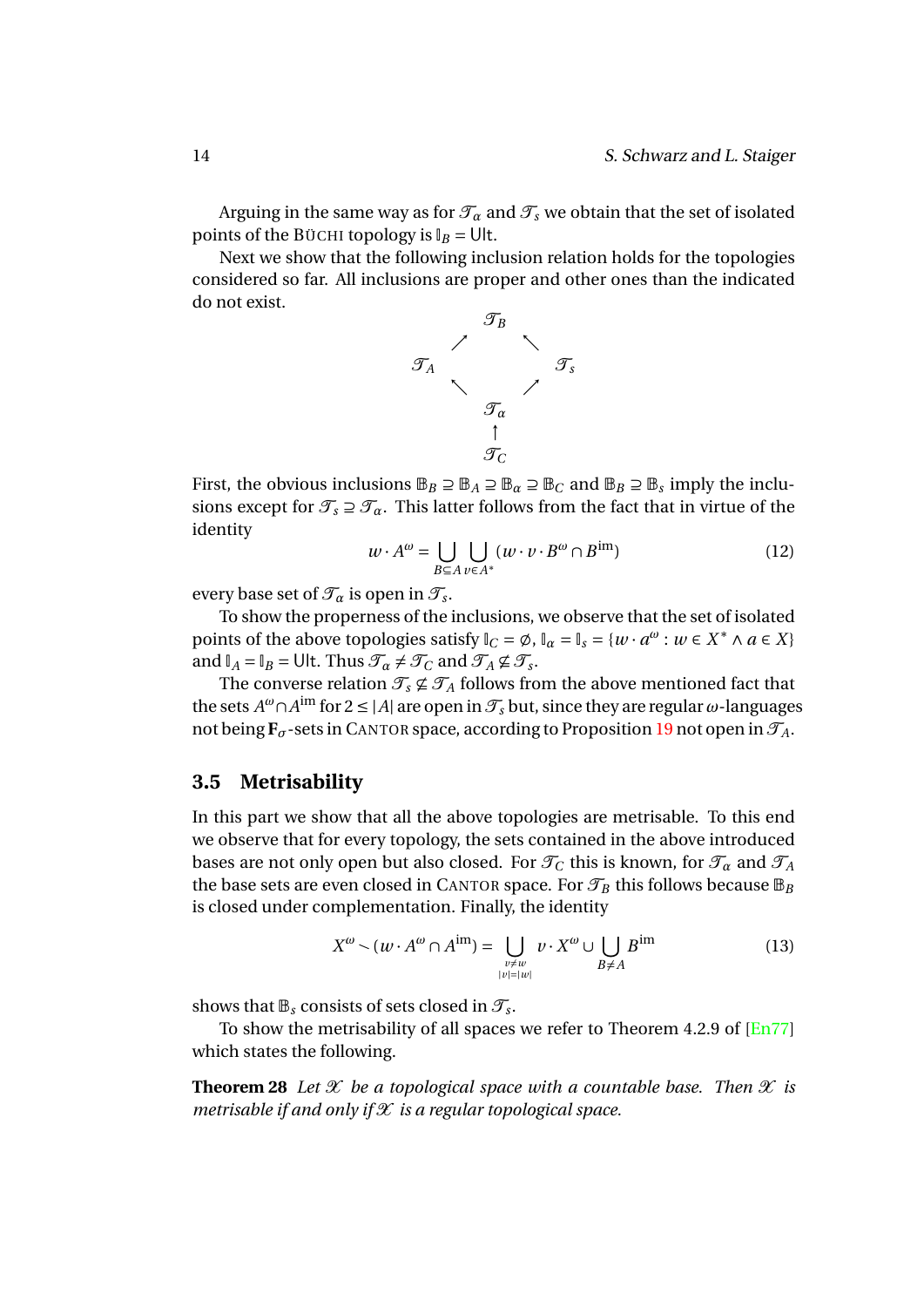Arguing in the same way as for $\mathscr{T}_\alpha$ and $\mathscr{T}_s$ we obtain that the set of isolated points of the BÜCHI topology is $\mathbb{I}_B = \mathsf{Ult}$.

Next we show that the following inclusion relation holds for the topologies considered so far. All inclusions are proper and other ones than the indicated do not exist.

$$
\begin{array}{ccccc}
 & & \mathscr{T}_B & & \\
 & \nearrow & & \nwarrow & \\
\mathscr{T}_A & & & & \mathscr{T}_s \\
 & \nwarrow & & \nearrow & \\
 & & \mathscr{T}_\alpha & & \\
 & & \uparrow & & \\
 & & \mathscr{T}_C & &
\end{array}
$$

First, the obvious inclusions $\mathbb{B}_B \supseteq \mathbb{B}_A \supseteq \mathbb{B}_\alpha \supseteq \mathbb{B}_C$ and $\mathbb{B}_B \supseteq \mathbb{B}_s$ imply the inclusions except for $\mathscr{T}_s \supseteq \mathscr{T}_\alpha$. This latter follows from the fact that in virtue of the identity

$$
w \cdot A^\omega = \bigcup_{B \subseteq A} \bigcup_{v \in A^*} (w \cdot v \cdot B^\omega \cap B^{\mathrm{im}}) \tag{12}
$$

every base set of $\mathscr{T}_\alpha$ is open in $\mathscr{T}_s$.

To show the properness of the inclusions, we observe that the set of isolated points of the above topologies satisfy $\mathbb{I}_C = \emptyset$, $\mathbb{I}_\alpha = \mathbb{I}_s = \{w \cdot a^\omega : w \in X^* \wedge a \in X\}$ and $\mathbb{I}_A = \mathbb{I}_B = \mathsf{Ult}$. Thus $\mathscr{T}_\alpha \neq \mathscr{T}_C$ and $\mathscr{T}_A \not\subseteq \mathscr{T}_s$.

The converse relation $\mathscr{T}_s \not\subseteq \mathscr{T}_A$ follows from the above mentioned fact that the sets $A^\omega \cap A^{\mathrm{im}}$ for $2 \leq |A|$ are open in $\mathscr{T}_s$ but, since they are regular $\omega$-languages not being $\mathbf{F}_\sigma$-sets in CANTOR space, according to Proposition 19 not open in $\mathscr{T}_A$.

### 3.5 Metrisability

In this part we show that all the above topologies are metrisable. To this end we observe that for every topology, the sets contained in the above introduced bases are not only open but also closed. For $\mathscr{T}_C$ this is known, for $\mathscr{T}_\alpha$ and $\mathscr{T}_A$ the base sets are even closed in CANTOR space. For $\mathscr{T}_B$ this follows because $\mathbb{B}_B$ is closed under complementation. Finally, the identity

$$
X^\omega \setminus (w \cdot A^\omega \cap A^{\mathrm{im}}) = \bigcup_{\substack{v \neq w \\ |v| = |w|}} v \cdot X^\omega \cup \bigcup_{B \neq A} B^{\mathrm{im}} \tag{13}
$$

shows that $\mathbb{B}_s$ consists of sets closed in $\mathscr{T}_s$.

To show the metrisability of all spaces we refer to Theorem 4.2.9 of [En77] which states the following.

**Theorem 28** *Let $\mathscr{X}$ be a topological space with a countable base. Then $\mathscr{X}$ is metrisable if and only if $\mathscr{X}$ is a regular topological space.*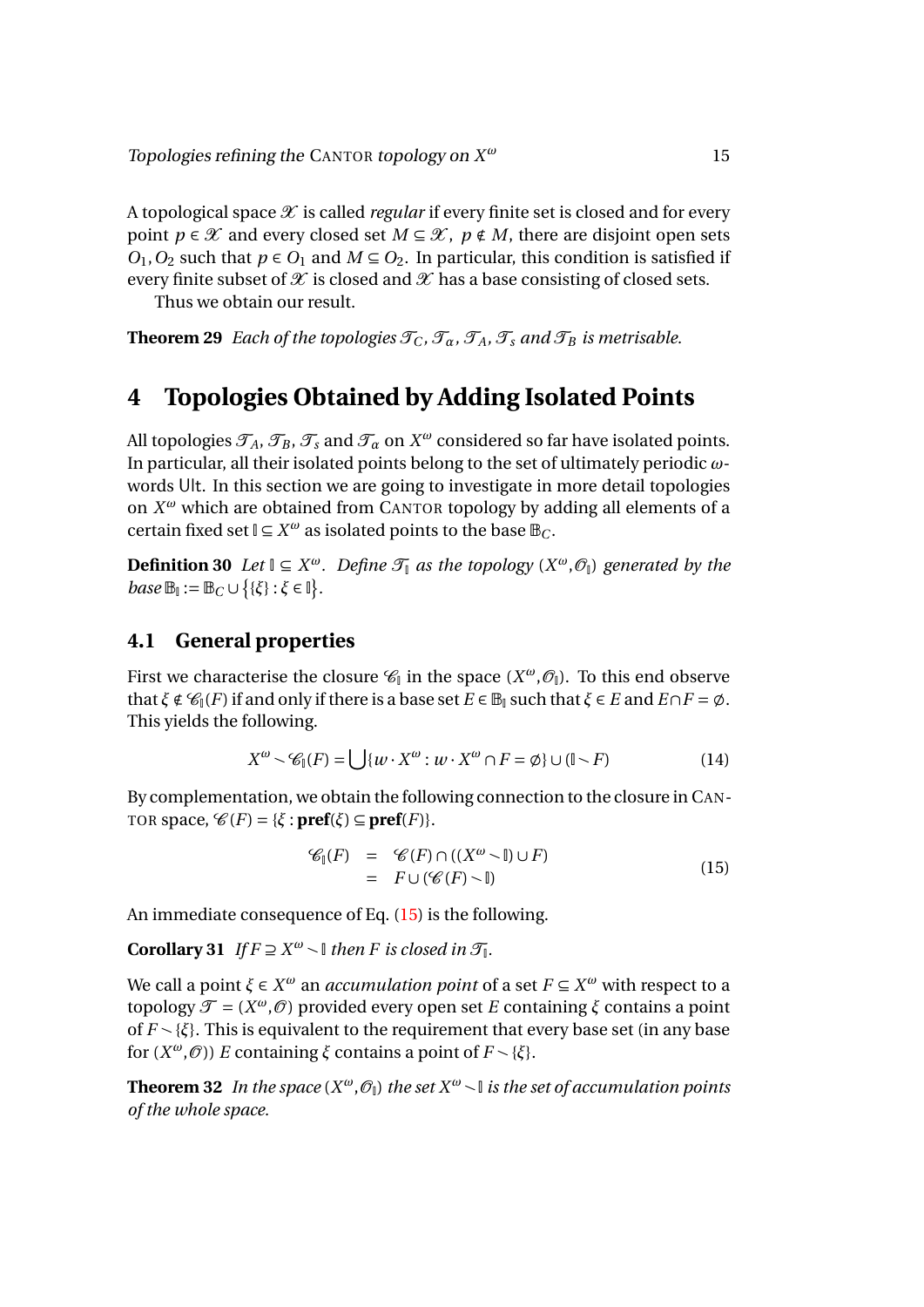A topological space $\mathscr{X}$ is called *regular* if every finite set is closed and for every point $p \in \mathscr{X}$ and every closed set $M \subseteq \mathscr{X}$, $p \notin M$, there are disjoint open sets $O_1, O_2$ such that $p \in O_1$ and $M \subseteq O_2$. In particular, this condition is satisfied if every finite subset of $\mathscr{X}$ is closed and $\mathscr{X}$ has a base consisting of closed sets.

Thus we obtain our result.

**Theorem 29** *Each of the topologies $\mathscr{T}_C$, $\mathscr{T}_\alpha$, $\mathscr{T}_A$, $\mathscr{T}_s$ and $\mathscr{T}_B$ is metrisable.*

# 4 Topologies Obtained by Adding Isolated Points

All topologies $\mathscr{T}_A$, $\mathscr{T}_B$, $\mathscr{T}_s$ and $\mathscr{T}_\alpha$ on $X^\omega$ considered so far have isolated points. In particular, all their isolated points belong to the set of ultimately periodic $\omega$-words $\mathsf{Ult}$. In this section we are going to investigate in more detail topologies on $X^\omega$ which are obtained from CANTOR topology by adding all elements of a certain fixed set $\mathbb{I} \subseteq X^\omega$ as isolated points to the base $\mathbb{B}_C$.

**Definition 30** *Let $\mathbb{I} \subseteq X^\omega$. Define $\mathscr{T}_\mathbb{I}$ as the topology $(X^\omega, \mathscr{O}_\mathbb{I})$ generated by the base $\mathbb{B}_\mathbb{I} := \mathbb{B}_C \cup \{\{\xi\} : \xi \in \mathbb{I}\}$.*

## 4.1 General properties

First we characterise the closure $\mathscr{C}_\mathbb{I}$ in the space $(X^\omega, \mathscr{O}_\mathbb{I})$. To this end observe that $\xi \notin \mathscr{C}_\mathbb{I}(F)$ if and only if there is a base set $E \in \mathbb{B}_\mathbb{I}$ such that $\xi \in E$ and $E \cap F = \emptyset$. This yields the following.

$$X^\omega \setminus \mathscr{C}_\mathbb{I}(F) = \bigcup\{w \cdot X^\omega : w \cdot X^\omega \cap F = \emptyset\} \cup (\mathbb{I} \setminus F) \tag{14}$$

By complementation, we obtain the following connection to the closure in CANTOR space, $\mathscr{C}(F) = \{\xi : \mathbf{pref}(\xi) \subseteq \mathbf{pref}(F)\}$.

$$\begin{aligned} \mathscr{C}_\mathbb{I}(F) &= \mathscr{C}(F) \cap ((X^\omega \setminus \mathbb{I}) \cup F) \\ &= F \cup (\mathscr{C}(F) \setminus \mathbb{I}) \end{aligned} \tag{15}$$

An immediate consequence of Eq. (15) is the following.

**Corollary 31** *If $F \supseteq X^\omega \setminus \mathbb{I}$ then $F$ is closed in $\mathscr{T}_\mathbb{I}$.*

We call a point $\xi \in X^\omega$ an *accumulation point* of a set $F \subseteq X^\omega$ with respect to a topology $\mathscr{T} = (X^\omega, \mathscr{O})$ provided every open set $E$ containing $\xi$ contains a point of $F \setminus \{\xi\}$. This is equivalent to the requirement that every base set (in any base for $(X^\omega, \mathscr{O})$) $E$ containing $\xi$ contains a point of $F \setminus \{\xi\}$.

**Theorem 32** *In the space $(X^\omega, \mathscr{O}_\mathbb{I})$ the set $X^\omega \setminus \mathbb{I}$ is the set of accumulation points of the whole space.*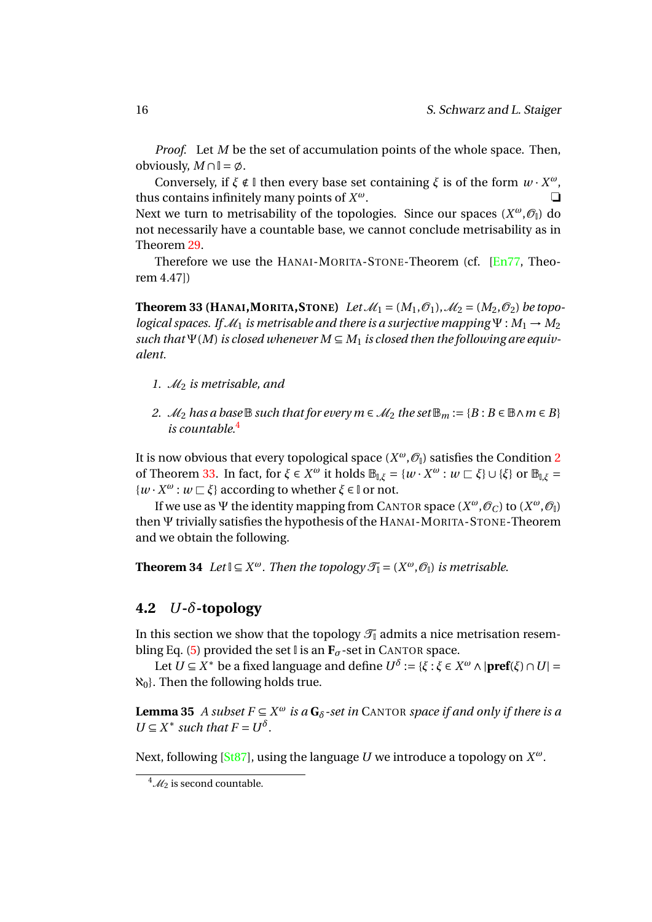*Proof.* Let $M$ be the set of accumulation points of the whole space. Then, obviously, $M \cap \mathbb{I} = \emptyset$.

Conversely, if $\xi \notin \mathbb{I}$ then every base set containing $\xi$ is of the form $w \cdot X^\omega$, thus contains infinitely many points of $X^\omega$. ❑

Next we turn to metrisability of the topologies. Since our spaces $(X^\omega, \mathcal{O}_\mathbb{I})$ do not necessarily have a countable base, we cannot conclude metrisability as in Theorem 29.

Therefore we use the HANAI-MORITA-STONE-Theorem (cf. [En77, Theorem 4.47])

**Theorem 33 (HANAI, MORITA, STONE)** *Let $\mathcal{M}_1 = (M_1, \mathcal{O}_1), \mathcal{M}_2 = (M_2, \mathcal{O}_2)$ be topological spaces. If $\mathcal{M}_1$ is metrisable and there is a surjective mapping $\Psi : M_1 \to M_2$ such that $\Psi(M)$ is closed whenever $M \subseteq M_1$ is closed then the following are equivalent.*

1. *$\mathcal{M}_2$ is metrisable, and*
2. *$\mathcal{M}_2$ has a base $\mathbb{B}$ such that for every $m \in \mathcal{M}_2$ the set $\mathbb{B}_m := \{B : B \in \mathbb{B} \wedge m \in B\}$ is countable.*[4]

It is now obvious that every topological space $(X^\omega, \mathcal{O}_\mathbb{I})$ satisfies the Condition 2 of Theorem 33. In fact, for $\xi \in X^\omega$ it holds $\mathbb{B}_{\mathbb{I},\xi} = \{w \cdot X^\omega : w \sqsubset \xi\} \cup \{\xi\}$ or $\mathbb{B}_{\mathbb{I},\xi} = \{w \cdot X^\omega : w \sqsubset \xi\}$ according to whether $\xi \in \mathbb{I}$ or not.

If we use as $\Psi$ the identity mapping from CANTOR space $(X^\omega, \mathcal{O}_C)$ to $(X^\omega, \mathcal{O}_\mathbb{I})$ then $\Psi$ trivially satisfies the hypothesis of the HANAI-MORITA-STONE-Theorem and we obtain the following.

**Theorem 34** *Let $\mathbb{I} \subseteq X^\omega$. Then the topology $\mathcal{T}_\mathbb{I} = (X^\omega, \mathcal{O}_\mathbb{I})$ is metrisable.*

### 4.2 $U$-$\delta$-topology

In this section we show that the topology $\mathcal{T}_\mathbb{I}$ admits a nice metrisation resembling Eq. (5) provided the set $\mathbb{I}$ is an $\mathbf{F}_\sigma$-set in CANTOR space.

Let $U \subseteq X^*$ be a fixed language and define $U^\delta := \{\xi : \xi \in X^\omega \wedge |\mathbf{pref}(\xi) \cap U| = \aleph_0\}$. Then the following holds true.

**Lemma 35** *A subset $F \subseteq X^\omega$ is a $\mathbf{G}_\delta$-set in CANTOR space if and only if there is a $U \subseteq X^*$ such that $F = U^\delta$.*

Next, following [St87], using the language $U$ we introduce a topology on $X^\omega$.

[4] $\mathcal{M}_2$ is second countable.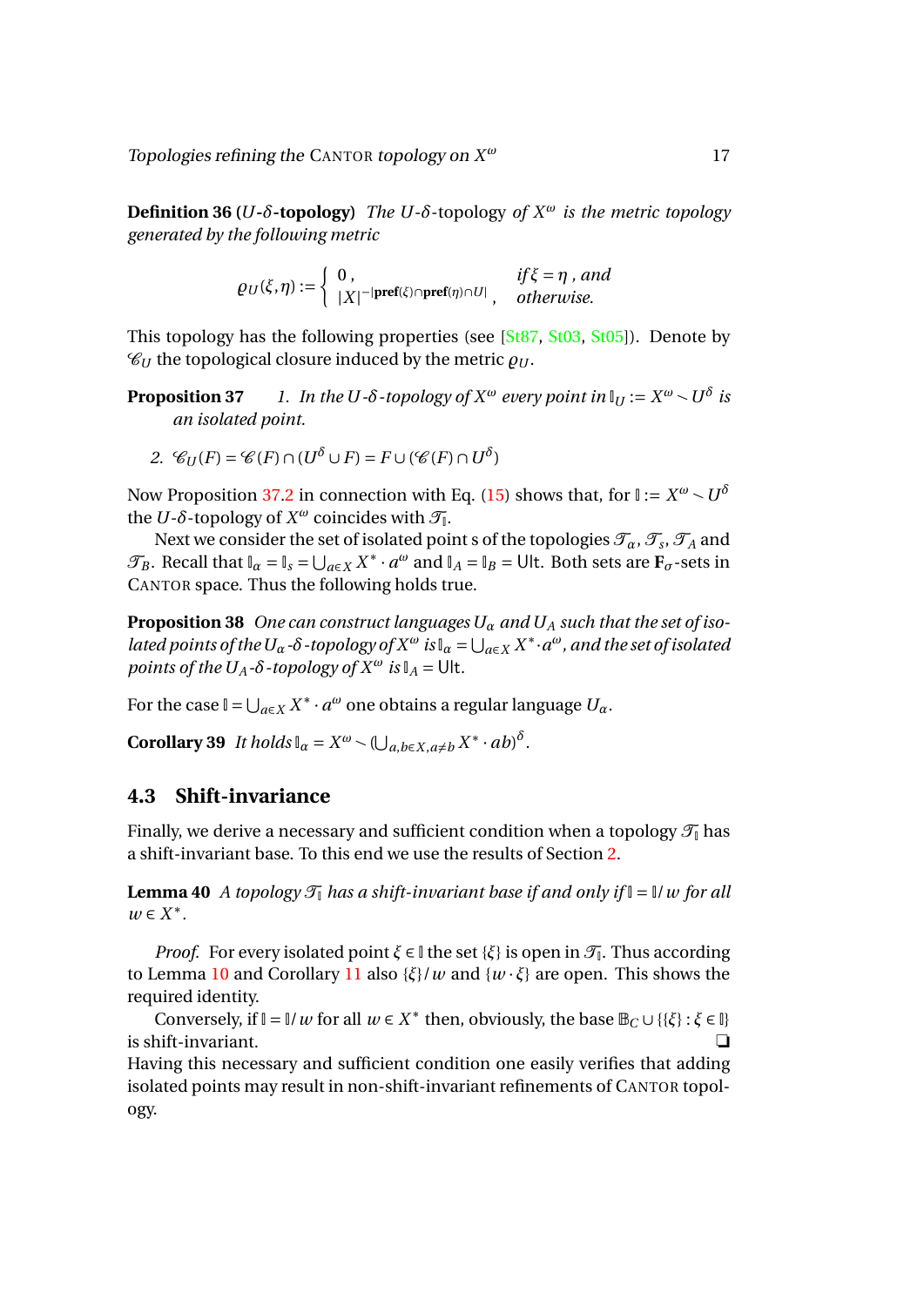**Definition 36** (**$U$-$\delta$-topology**) *The $U$-$\delta$-topology of $X^\omega$ is the metric topology generated by the following metric*

$$\varrho_U(\xi,\eta) := \begin{cases} 0\,, & \text{if } \xi = \eta\,, \text{ and} \\ |X|^{-|\mathbf{pref}(\xi)\cap\mathbf{pref}(\eta)\cap U|}\,, & \text{otherwise.} \end{cases}$$

This topology has the following properties (see [St87, St03, St05]). Denote by $\mathscr{C}_U$ the topological closure induced by the metric $\varrho_U$.

**Proposition 37** *1. In the $U$-$\delta$-topology of $X^\omega$ every point in $\mathbb{I}_U := X^\omega \smallsetminus U^\delta$ is an isolated point.*

*2. $\mathscr{C}_U(F) = \mathscr{C}(F) \cap (U^\delta \cup F) = F \cup (\mathscr{C}(F) \cap U^\delta)$*

Now Proposition 37.2 in connection with Eq. (15) shows that, for $\mathbb{I} := X^\omega \smallsetminus U^\delta$ the $U$-$\delta$-topology of $X^\omega$ coincides with $\mathscr{T}_\mathbb{I}$.

Next we consider the set of isolated point s of the topologies $\mathscr{T}_\alpha$, $\mathscr{T}_s$, $\mathscr{T}_A$ and $\mathscr{T}_B$. Recall that $\mathbb{I}_\alpha = \mathbb{I}_s = \bigcup_{a\in X} X^* \cdot a^\omega$ and $\mathbb{I}_A = \mathbb{I}_B = \mathsf{Ult}$. Both sets are $\mathbf{F}_\sigma$-sets in CANTOR space. Thus the following holds true.

**Proposition 38** *One can construct languages $U_\alpha$ and $U_A$ such that the set of isolated points of the $U_\alpha$-$\delta$-topology of $X^\omega$ is $\mathbb{I}_\alpha = \bigcup_{a\in X} X^* \cdot a^\omega$, and the set of isolated points of the $U_A$-$\delta$-topology of $X^\omega$ is $\mathbb{I}_A = \mathsf{Ult}$.*

For the case $\mathbb{I} = \bigcup_{a\in X} X^* \cdot a^\omega$ one obtains a regular language $U_\alpha$.

**Corollary 39** *It holds $\mathbb{I}_\alpha = X^\omega \smallsetminus (\bigcup_{a,b\in X, a\neq b} X^* \cdot ab)^\delta$.*

## 4.3 Shift-invariance

Finally, we derive a necessary and sufficient condition when a topology $\mathscr{T}_\mathbb{I}$ has a shift-invariant base. To this end we use the results of Section 2.

**Lemma 40** *A topology $\mathscr{T}_\mathbb{I}$ has a shift-invariant base if and only if $\mathbb{I} = \mathbb{I}/w$ for all $w \in X^*$.*

*Proof.* For every isolated point $\xi \in \mathbb{I}$ the set $\{\xi\}$ is open in $\mathscr{T}_\mathbb{I}$. Thus according to Lemma 10 and Corollary 11 also $\{\xi\}/w$ and $\{w\cdot\xi\}$ are open. This shows the required identity.

Conversely, if $\mathbb{I} = \mathbb{I}/w$ for all $w \in X^*$ then, obviously, the base $\mathbb{B}_C \cup \{\{\xi\} : \xi \in \mathbb{I}\}$ is shift-invariant. ❑

Having this necessary and sufficient condition one easily verifies that adding isolated points may result in non-shift-invariant refinements of CANTOR topology.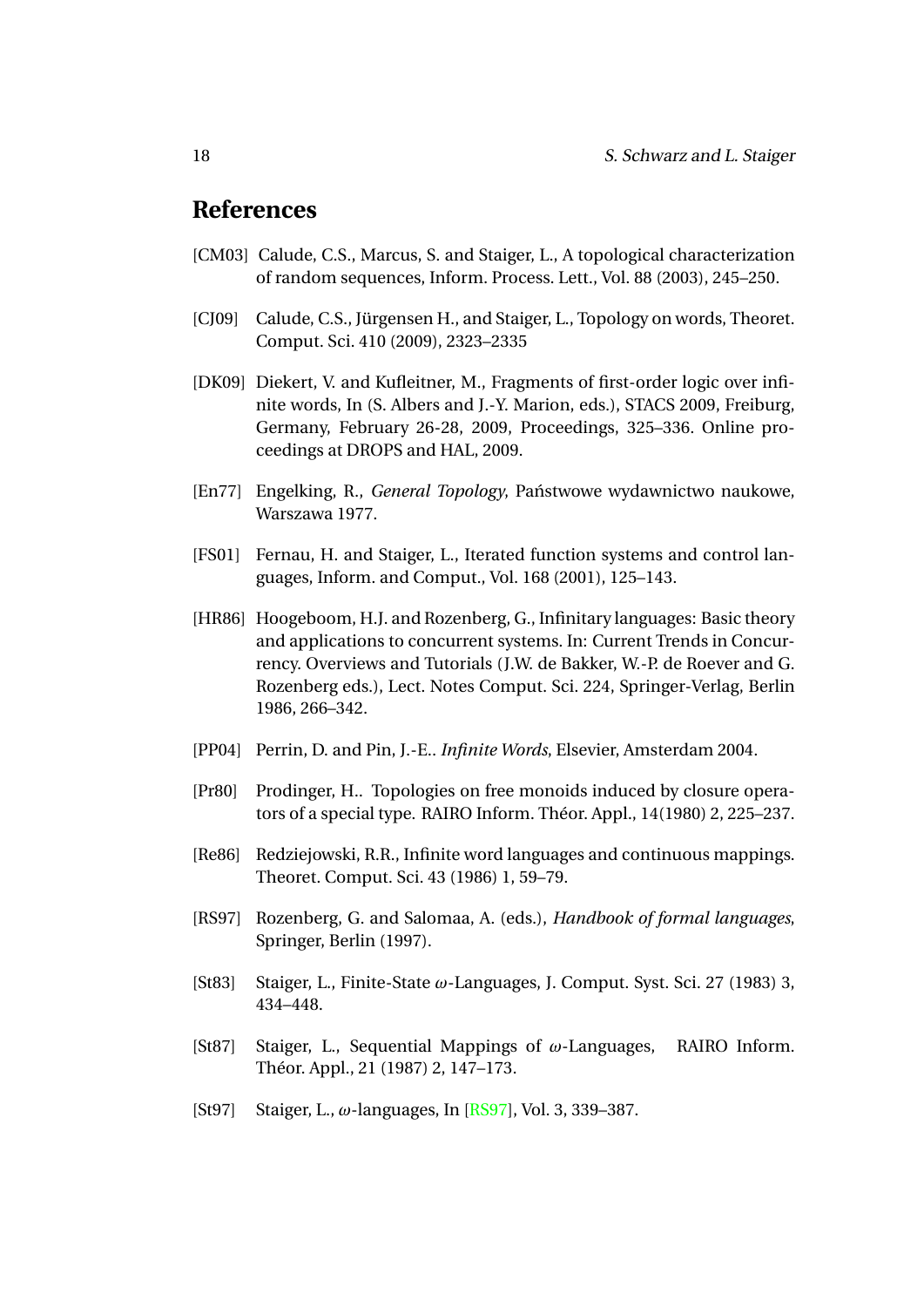## References

[CM03] Calude, C.S., Marcus, S. and Staiger, L., A topological characterization of random sequences, Inform. Process. Lett., Vol. 88 (2003), 245–250.

[CJ09] Calude, C.S., Jürgensen H., and Staiger, L., Topology on words, Theoret. Comput. Sci. 410 (2009), 2323–2335

[DK09] Diekert, V. and Kufleitner, M., Fragments of first-order logic over infinite words, In (S. Albers and J.-Y. Marion, eds.), STACS 2009, Freiburg, Germany, February 26-28, 2009, Proceedings, 325–336. Online proceedings at DROPS and HAL, 2009.

[En77] Engelking, R., *General Topology*, Państwowe wydawnictwo naukowe, Warszawa 1977.

[FS01] Fernau, H. and Staiger, L., Iterated function systems and control languages, Inform. and Comput., Vol. 168 (2001), 125–143.

[HR86] Hoogeboom, H.J. and Rozenberg, G., Infinitary languages: Basic theory and applications to concurrent systems. In: Current Trends in Concurrency. Overviews and Tutorials (J.W. de Bakker, W.-P. de Roever and G. Rozenberg eds.), Lect. Notes Comput. Sci. 224, Springer-Verlag, Berlin 1986, 266–342.

[PP04] Perrin, D. and Pin, J.-E.. *Infinite Words*, Elsevier, Amsterdam 2004.

[Pr80] Prodinger, H.. Topologies on free monoids induced by closure operators of a special type. RAIRO Inform. Théor. Appl., 14(1980) 2, 225–237.

[Re86] Redziejowski, R.R., Infinite word languages and continuous mappings. Theoret. Comput. Sci. 43 (1986) 1, 59–79.

[RS97] Rozenberg, G. and Salomaa, A. (eds.), *Handbook of formal languages*, Springer, Berlin (1997).

[St83] Staiger, L., Finite-State $\omega$-Languages, J. Comput. Syst. Sci. 27 (1983) 3, 434–448.

[St87] Staiger, L., Sequential Mappings of $\omega$-Languages, RAIRO Inform. Théor. Appl., 21 (1987) 2, 147–173.

[St97] Staiger, L., $\omega$-languages, In [RS97], Vol. 3, 339–387.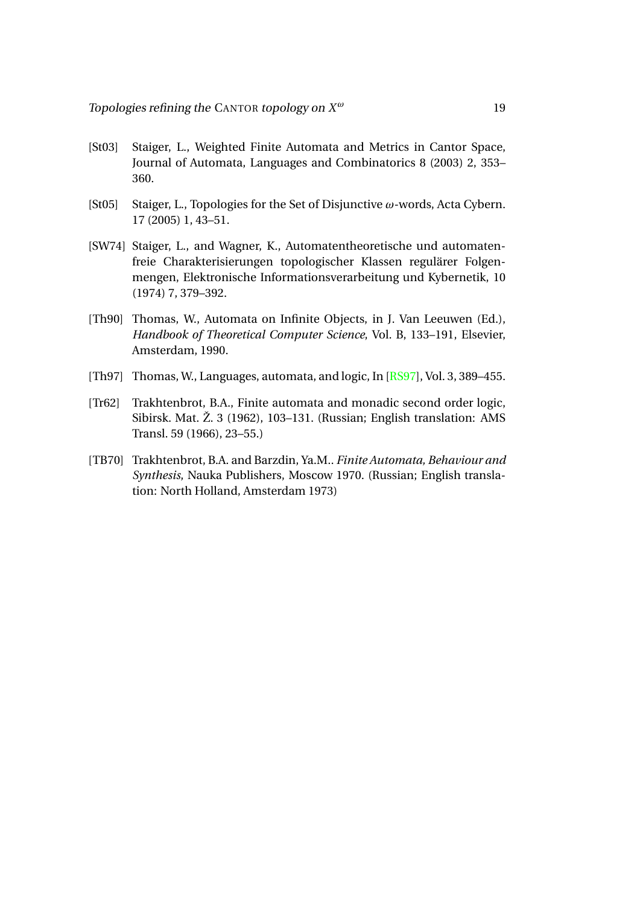[St03] Staiger, L., Weighted Finite Automata and Metrics in Cantor Space, Journal of Automata, Languages and Combinatorics 8 (2003) 2, 353–360.

[St05] Staiger, L., Topologies for the Set of Disjunctive $\omega$-words, Acta Cybern. 17 (2005) 1, 43–51.

[SW74] Staiger, L., and Wagner, K., Automatentheoretische und automatenfreie Charakterisierungen topologischer Klassen regulärer Folgenmengen, Elektronische Informationsverarbeitung und Kybernetik, 10 (1974) 7, 379–392.

[Th90] Thomas, W., Automata on Infinite Objects, in J. Van Leeuwen (Ed.), *Handbook of Theoretical Computer Science*, Vol. B, 133–191, Elsevier, Amsterdam, 1990.

[Th97] Thomas, W., Languages, automata, and logic, In [RS97], Vol. 3, 389–455.

[Tr62] Trakhtenbrot, B.A., Finite automata and monadic second order logic, Sibirsk. Mat. Ž. 3 (1962), 103–131. (Russian; English translation: AMS Transl. 59 (1966), 23–55.)

[TB70] Trakhtenbrot, B.A. and Barzdin, Ya.M.. *Finite Automata, Behaviour and Synthesis*, Nauka Publishers, Moscow 1970. (Russian; English translation: North Holland, Amsterdam 1973)